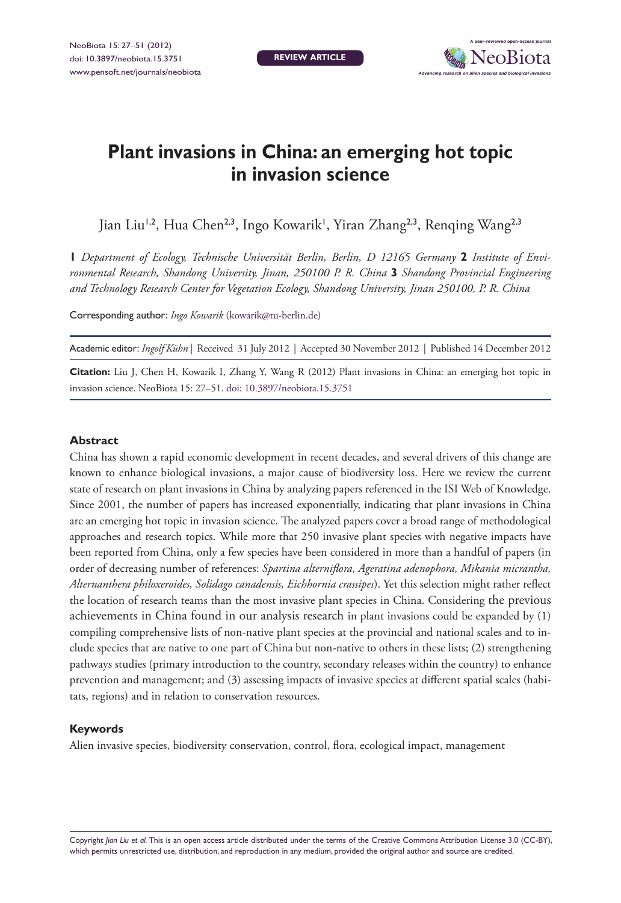# Plant invasions in China: an emerging hot topic in invasion science

Jian Liu[1,2], Hua Chen[2,3], Ingo Kowarik[1], Yiran Zhang[2,3], Renqing Wang[2,3]

**1** *Department of Ecology, Technische Universität Berlin, Berlin, D 12165 Germany* **2** *Institute of Environmental Research, Shandong University, Jinan, 250100 P. R. China* **3** *Shandong Provincial Engineering and Technology Research Center for Vegetation Ecology, Shandong University, Jinan 250100, P. R. China*

Corresponding author: *Ingo Kowarik* (kowarik@tu-berlin.de)

Academic editor: *Ingolf Kühn* | Received 31 July 2012 | Accepted 30 November 2012 | Published 14 December 2012

**Citation:** Liu J, Chen H, Kowarik I, Zhang Y, Wang R (2012) Plant invasions in China: an emerging hot topic in invasion science. NeoBiota 15: 27–51. doi: 10.3897/neobiota.15.3751

## Abstract

China has shown a rapid economic development in recent decades, and several drivers of this change are known to enhance biological invasions, a major cause of biodiversity loss. Here we review the current state of research on plant invasions in China by analyzing papers referenced in the ISI Web of Knowledge. Since 2001, the number of papers has increased exponentially, indicating that plant invasions in China are an emerging hot topic in invasion science. The analyzed papers cover a broad range of methodological approaches and research topics. While more that 250 invasive plant species with negative impacts have been reported from China, only a few species have been considered in more than a handful of papers (in order of decreasing number of references: *Spartina alterniflora, Ageratina adenophora, Mikania micrantha, Alternanthera philoxeroides, Solidago canadensis, Eichhornia crassipes*). Yet this selection might rather reflect the location of research teams than the most invasive plant species in China. Considering the previous achievements in China found in our analysis research in plant invasions could be expanded by (1) compiling comprehensive lists of non-native plant species at the provincial and national scales and to include species that are native to one part of China but non-native to others in these lists; (2) strengthening pathways studies (primary introduction to the country, secondary releases within the country) to enhance prevention and management; and (3) assessing impacts of invasive species at different spatial scales (habitats, regions) and in relation to conservation resources.

## Keywords

Alien invasive species, biodiversity conservation, control, flora, ecological impact, management

Copyright *Jian Liu et al.* This is an open access article distributed under the terms of the Creative Commons Attribution License 3.0 (CC-BY), which permits unrestricted use, distribution, and reproduction in any medium, provided the original author and source are credited.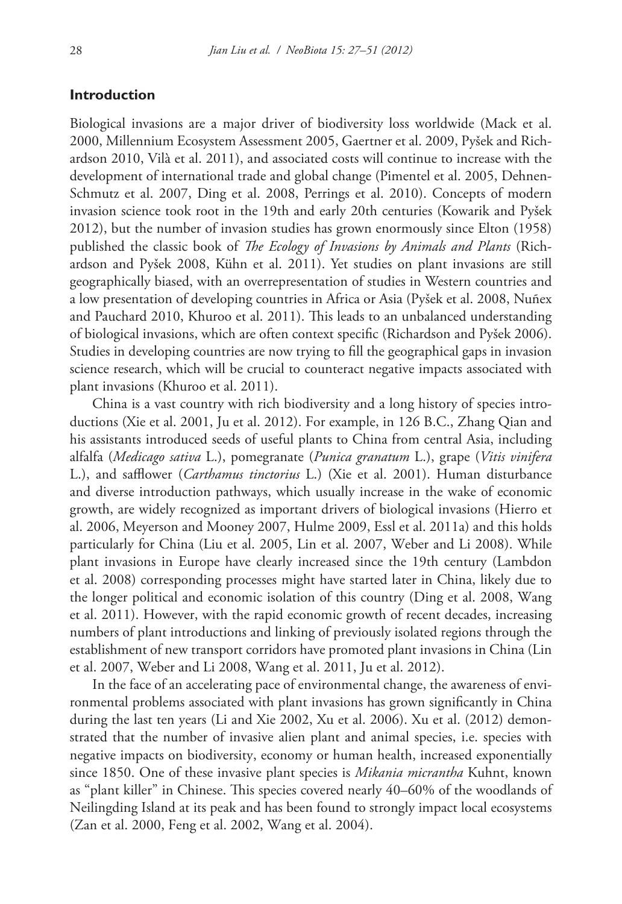## Introduction

Biological invasions are a major driver of biodiversity loss worldwide (Mack et al. 2000, Millennium Ecosystem Assessment 2005, Gaertner et al. 2009, Pyšek and Richardson 2010, Vilà et al. 2011), and associated costs will continue to increase with the development of international trade and global change (Pimentel et al. 2005, Dehnen-Schmutz et al. 2007, Ding et al. 2008, Perrings et al. 2010). Concepts of modern invasion science took root in the 19th and early 20th centuries (Kowarik and Pyšek 2012), but the number of invasion studies has grown enormously since Elton (1958) published the classic book of *The Ecology of Invasions by Animals and Plants* (Richardson and Pyšek 2008, Kühn et al. 2011). Yet studies on plant invasions are still geographically biased, with an overrepresentation of studies in Western countries and a low presentation of developing countries in Africa or Asia (Pyšek et al. 2008, Nuñex and Pauchard 2010, Khuroo et al. 2011). This leads to an unbalanced understanding of biological invasions, which are often context specific (Richardson and Pyšek 2006). Studies in developing countries are now trying to fill the geographical gaps in invasion science research, which will be crucial to counteract negative impacts associated with plant invasions (Khuroo et al. 2011).

China is a vast country with rich biodiversity and a long history of species introductions (Xie et al. 2001, Ju et al. 2012). For example, in 126 B.C., Zhang Qian and his assistants introduced seeds of useful plants to China from central Asia, including alfalfa (*Medicago sativa* L.), pomegranate (*Punica granatum* L.), grape (*Vitis vinifera* L.), and safflower (*Carthamus tinctorius* L.) (Xie et al. 2001). Human disturbance and diverse introduction pathways, which usually increase in the wake of economic growth, are widely recognized as important drivers of biological invasions (Hierro et al. 2006, Meyerson and Mooney 2007, Hulme 2009, Essl et al. 2011a) and this holds particularly for China (Liu et al. 2005, Lin et al. 2007, Weber and Li 2008). While plant invasions in Europe have clearly increased since the 19th century (Lambdon et al. 2008) corresponding processes might have started later in China, likely due to the longer political and economic isolation of this country (Ding et al. 2008, Wang et al. 2011). However, with the rapid economic growth of recent decades, increasing numbers of plant introductions and linking of previously isolated regions through the establishment of new transport corridors have promoted plant invasions in China (Lin et al. 2007, Weber and Li 2008, Wang et al. 2011, Ju et al. 2012).

In the face of an accelerating pace of environmental change, the awareness of environmental problems associated with plant invasions has grown significantly in China during the last ten years (Li and Xie 2002, Xu et al. 2006). Xu et al. (2012) demonstrated that the number of invasive alien plant and animal species, i.e. species with negative impacts on biodiversity, economy or human health, increased exponentially since 1850. One of these invasive plant species is *Mikania micrantha* Kuhnt, known as "plant killer" in Chinese. This species covered nearly 40–60% of the woodlands of Neilingding Island at its peak and has been found to strongly impact local ecosystems (Zan et al. 2000, Feng et al. 2002, Wang et al. 2004).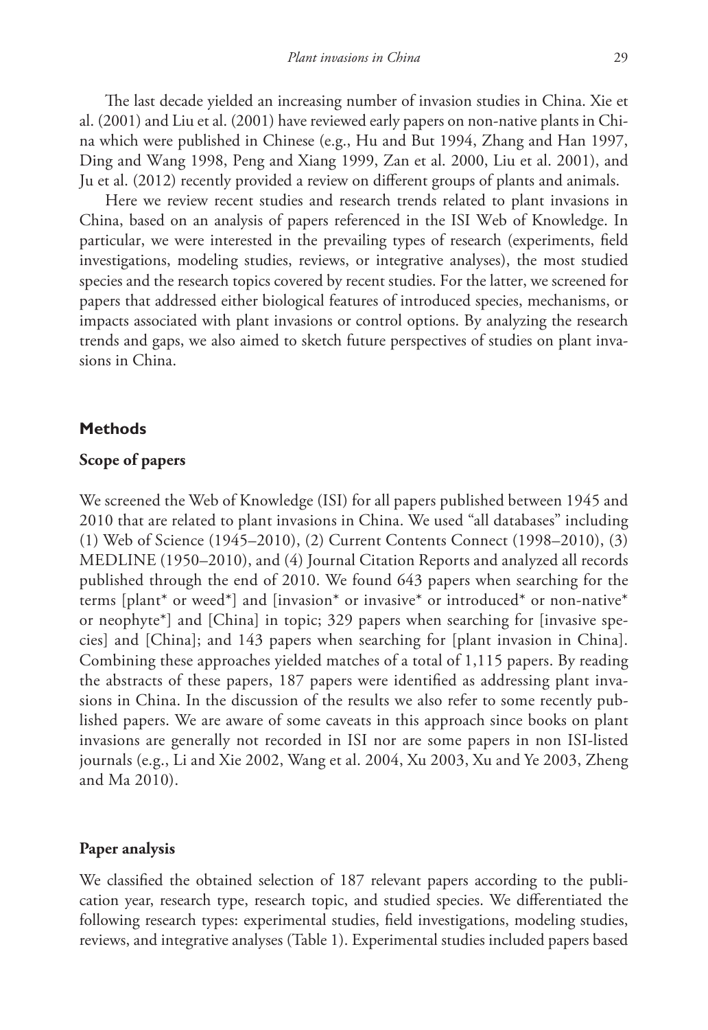The last decade yielded an increasing number of invasion studies in China. Xie et al. (2001) and Liu et al. (2001) have reviewed early papers on non-native plants in China which were published in Chinese (e.g., Hu and But 1994, Zhang and Han 1997, Ding and Wang 1998, Peng and Xiang 1999, Zan et al. 2000, Liu et al. 2001), and Ju et al. (2012) recently provided a review on different groups of plants and animals.

Here we review recent studies and research trends related to plant invasions in China, based on an analysis of papers referenced in the ISI Web of Knowledge. In particular, we were interested in the prevailing types of research (experiments, field investigations, modeling studies, reviews, or integrative analyses), the most studied species and the research topics covered by recent studies. For the latter, we screened for papers that addressed either biological features of introduced species, mechanisms, or impacts associated with plant invasions or control options. By analyzing the research trends and gaps, we also aimed to sketch future perspectives of studies on plant invasions in China.

## Methods

### Scope of papers

We screened the Web of Knowledge (ISI) for all papers published between 1945 and 2010 that are related to plant invasions in China. We used "all databases" including (1) Web of Science (1945–2010), (2) Current Contents Connect (1998–2010), (3) MEDLINE (1950–2010), and (4) Journal Citation Reports and analyzed all records published through the end of 2010. We found 643 papers when searching for the terms [plant* or weed*] and [invasion* or invasive* or introduced* or non-native* or neophyte*] and [China] in topic; 329 papers when searching for [invasive species] and [China]; and 143 papers when searching for [plant invasion in China]. Combining these approaches yielded matches of a total of 1,115 papers. By reading the abstracts of these papers, 187 papers were identified as addressing plant invasions in China. In the discussion of the results we also refer to some recently published papers. We are aware of some caveats in this approach since books on plant invasions are generally not recorded in ISI nor are some papers in non ISI-listed journals (e.g., Li and Xie 2002, Wang et al. 2004, Xu 2003, Xu and Ye 2003, Zheng and Ma 2010).

### Paper analysis

We classified the obtained selection of 187 relevant papers according to the publication year, research type, research topic, and studied species. We differentiated the following research types: experimental studies, field investigations, modeling studies, reviews, and integrative analyses (Table 1). Experimental studies included papers based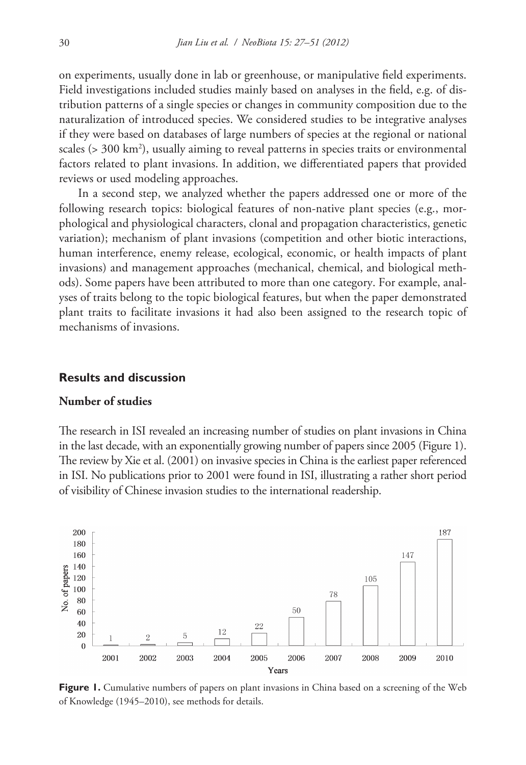on experiments, usually done in lab or greenhouse, or manipulative field experiments. Field investigations included studies mainly based on analyses in the field, e.g. of distribution patterns of a single species or changes in community composition due to the naturalization of introduced species. We considered studies to be integrative analyses if they were based on databases of large numbers of species at the regional or national scales (> 300 $km^2$), usually aiming to reveal patterns in species traits or environmental factors related to plant invasions. In addition, we differentiated papers that provided reviews or used modeling approaches.

In a second step, we analyzed whether the papers addressed one or more of the following research topics: biological features of non-native plant species (e.g., morphological and physiological characters, clonal and propagation characteristics, genetic variation); mechanism of plant invasions (competition and other biotic interactions, human interference, enemy release, ecological, economic, or health impacts of plant invasions) and management approaches (mechanical, chemical, and biological methods). Some papers have been attributed to more than one category. For example, analyses of traits belong to the topic biological features, but when the paper demonstrated plant traits to facilitate invasions it had also been assigned to the research topic of mechanisms of invasions.

## Results and discussion

### Number of studies

The research in ISI revealed an increasing number of studies on plant invasions in China in the last decade, with an exponentially growing number of papers since 2005 (Figure 1). The review by Xie et al. (2001) on invasive species in China is the earliest paper referenced in ISI. No publications prior to 2001 were found in ISI, illustrating a rather short period of visibility of Chinese invasion studies to the international readership.

| Years | 2001 | 2002 | 2003 | 2004 | 2005 | 2006 | 2007 | 2008 | 2009 | 2010 |
|---|---|---|---|---|---|---|---|---|---|---|
| No. of papers | 1 | 2 | 5 | 12 | 22 | 50 | 78 | 105 | 147 | 187 |

**Figure 1.** Cumulative numbers of papers on plant invasions in China based on a screening of the Web of Knowledge (1945–2010), see methods for details.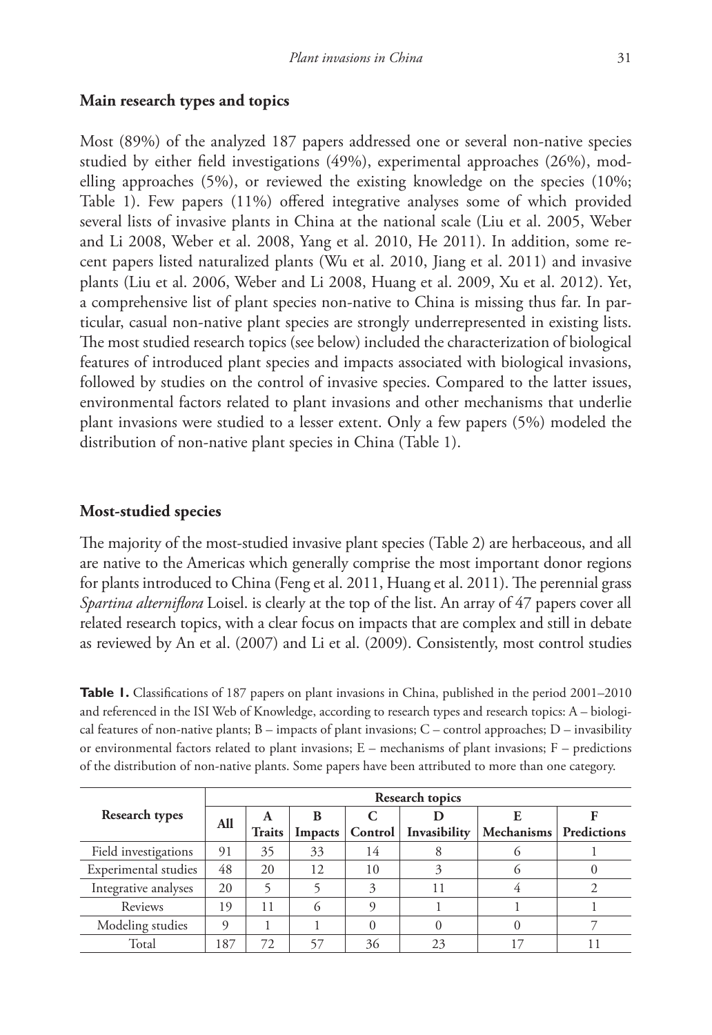### Main research types and topics

Most (89%) of the analyzed 187 papers addressed one or several non-native species studied by either field investigations (49%), experimental approaches (26%), modelling approaches (5%), or reviewed the existing knowledge on the species (10%; Table 1). Few papers (11%) offered integrative analyses some of which provided several lists of invasive plants in China at the national scale (Liu et al. 2005, Weber and Li 2008, Weber et al. 2008, Yang et al. 2010, He 2011). In addition, some recent papers listed naturalized plants (Wu et al. 2010, Jiang et al. 2011) and invasive plants (Liu et al. 2006, Weber and Li 2008, Huang et al. 2009, Xu et al. 2012). Yet, a comprehensive list of plant species non-native to China is missing thus far. In particular, casual non-native plant species are strongly underrepresented in existing lists. The most studied research topics (see below) included the characterization of biological features of introduced plant species and impacts associated with biological invasions, followed by studies on the control of invasive species. Compared to the latter issues, environmental factors related to plant invasions and other mechanisms that underlie plant invasions were studied to a lesser extent. Only a few papers (5%) modeled the distribution of non-native plant species in China (Table 1).

### Most-studied species

The majority of the most-studied invasive plant species (Table 2) are herbaceous, and all are native to the Americas which generally comprise the most important donor regions for plants introduced to China (Feng et al. 2011, Huang et al. 2011). The perennial grass *Spartina alterniflora* Loisel. is clearly at the top of the list. An array of 47 papers cover all related research topics, with a clear focus on impacts that are complex and still in debate as reviewed by An et al. (2007) and Li et al. (2009). Consistently, most control studies

**Table 1.** Classifications of 187 papers on plant invasions in China, published in the period 2001–2010 and referenced in the ISI Web of Knowledge, according to research types and research topics: A – biological features of non-native plants; B – impacts of plant invasions; C – control approaches; D – invasibility or environmental factors related to plant invasions; E – mechanisms of plant invasions; F – predictions of the distribution of non-native plants. Some papers have been attributed to more than one category.

| Research types | Research topics | | | | | | |
|---|---|---|---|---|---|---|---|
| | All | A Traits | B Impacts | C Control | D Invasibility | E Mechanisms | F Predictions |
| Field investigations | 91 | 35 | 33 | 14 | 8 | 6 | 1 |
| Experimental studies | 48 | 20 | 12 | 10 | 3 | 6 | 0 |
| Integrative analyses | 20 | 5 | 5 | 3 | 11 | 4 | 2 |
| Reviews | 19 | 11 | 6 | 9 | 1 | 1 | 1 |
| Modeling studies | 9 | 1 | 1 | 0 | 0 | 0 | 7 |
| Total | 187 | 72 | 57 | 36 | 23 | 17 | 11 |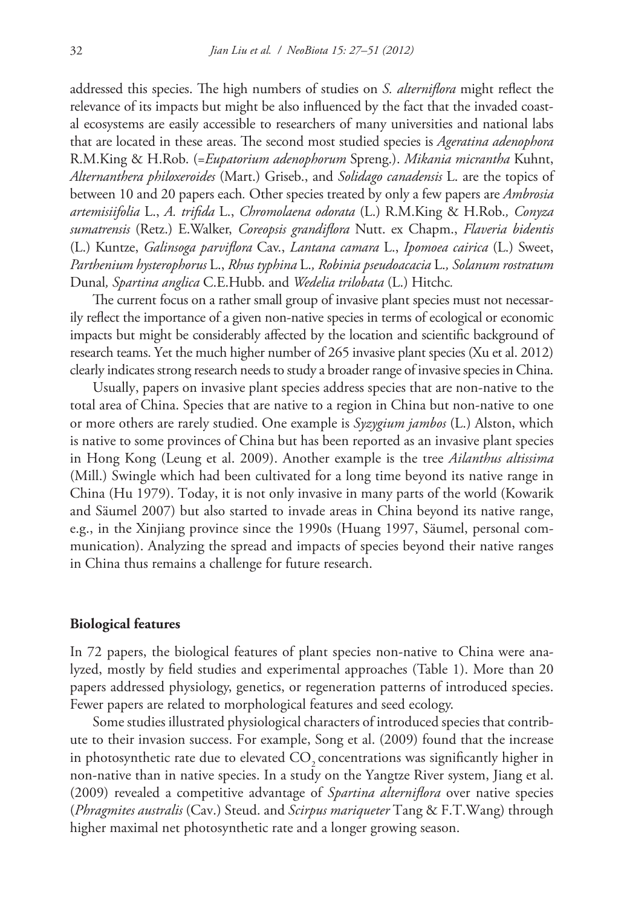addressed this species. The high numbers of studies on *S. alterniflora* might reflect the relevance of its impacts but might be also influenced by the fact that the invaded coastal ecosystems are easily accessible to researchers of many universities and national labs that are located in these areas. The second most studied species is *Ageratina adenophora* R.M.King & H.Rob. (=*Eupatorium adenophorum* Spreng.). *Mikania micrantha* Kuhnt, *Alternanthera philoxeroides* (Mart.) Griseb., and *Solidago canadensis* L. are the topics of between 10 and 20 papers each. Other species treated by only a few papers are *Ambrosia artemisiifolia* L., *A. trifida* L., *Chromolaena odorata* (L.) R.M.King & H.Rob., *Conyza sumatrensis* (Retz.) E.Walker, *Coreopsis grandiflora* Nutt. ex Chapm., *Flaveria bidentis* (L.) Kuntze, *Galinsoga parviflora* Cav., *Lantana camara* L., *Ipomoea cairica* (L.) Sweet, *Parthenium hysterophorus* L., *Rhus typhina* L., *Robinia pseudoacacia* L., *Solanum rostratum* Dunal, *Spartina anglica* C.E.Hubb. and *Wedelia trilobata* (L.) Hitchc.

The current focus on a rather small group of invasive plant species must not necessarily reflect the importance of a given non-native species in terms of ecological or economic impacts but might be considerably affected by the location and scientific background of research teams. Yet the much higher number of 265 invasive plant species (Xu et al. 2012) clearly indicates strong research needs to study a broader range of invasive species in China.

Usually, papers on invasive plant species address species that are non-native to the total area of China. Species that are native to a region in China but non-native to one or more others are rarely studied. One example is *Syzygium jambos* (L.) Alston, which is native to some provinces of China but has been reported as an invasive plant species in Hong Kong (Leung et al. 2009). Another example is the tree *Ailanthus altissima* (Mill.) Swingle which had been cultivated for a long time beyond its native range in China (Hu 1979). Today, it is not only invasive in many parts of the world (Kowarik and Säumel 2007) but also started to invade areas in China beyond its native range, e.g., in the Xinjiang province since the 1990s (Huang 1997, Säumel, personal communication). Analyzing the spread and impacts of species beyond their native ranges in China thus remains a challenge for future research.

### Biological features

In 72 papers, the biological features of plant species non-native to China were analyzed, mostly by field studies and experimental approaches (Table 1). More than 20 papers addressed physiology, genetics, or regeneration patterns of introduced species. Fewer papers are related to morphological features and seed ecology.

Some studies illustrated physiological characters of introduced species that contribute to their invasion success. For example, Song et al. (2009) found that the increase in photosynthetic rate due to elevated $CO_2$ concentrations was significantly higher in non-native than in native species. In a study on the Yangtze River system, Jiang et al. (2009) revealed a competitive advantage of *Spartina alterniflora* over native species (*Phragmites australis* (Cav.) Steud. and *Scirpus mariqueter* Tang & F.T.Wang) through higher maximal net photosynthetic rate and a longer growing season.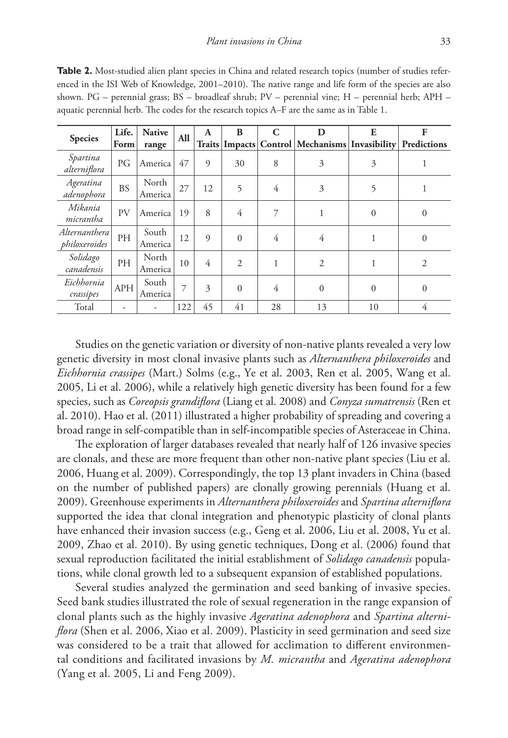**Table 2.** Most-studied alien plant species in China and related research topics (number of studies referenced in the ISI Web of Knowledge, 2001–2010). The native range and life form of the species are also shown. PG – perennial grass; BS – broadleaf shrub; PV – perennial vine; H – perennial herb; APH – aquatic perennial herb. The codes for the research topics A–F are the same as in Table 1.

| Species | Life. Form | Native range | All | A Traits | B Impacts | C Control | D Mechanisms | E Invasibility | F Predictions |
|---|---|---|---|---|---|---|---|---|---|
| *Spartina alterniflora* | PG | America | 47 | 9 | 30 | 8 | 3 | 3 | 1 |
| *Ageratina adenophora* | BS | North America | 27 | 12 | 5 | 4 | 3 | 5 | 1 |
| *Mikania micrantha* | PV | America | 19 | 8 | 4 | 7 | 1 | 0 | 0 |
| *Alternanthera philoxeroides* | PH | South America | 12 | 9 | 0 | 4 | 4 | 1 | 0 |
| *Solidago canadensis* | PH | North America | 10 | 4 | 2 | 1 | 2 | 1 | 2 |
| *Eichhornia crassipes* | APH | South America | 7 | 3 | 0 | 4 | 0 | 0 | 0 |
| Total | - | - | 122 | 45 | 41 | 28 | 13 | 10 | 4 |

Studies on the genetic variation or diversity of non-native plants revealed a very low genetic diversity in most clonal invasive plants such as *Alternanthera philoxeroides* and *Eichhornia crassipes* (Mart.) Solms (e.g., Ye et al. 2003, Ren et al. 2005, Wang et al. 2005, Li et al. 2006), while a relatively high genetic diversity has been found for a few species, such as *Coreopsis grandiflora* (Liang et al. 2008) and *Conyza sumatrensis* (Ren et al. 2010). Hao et al. (2011) illustrated a higher probability of spreading and covering a broad range in self-compatible than in self-incompatible species of Asteraceae in China.

The exploration of larger databases revealed that nearly half of 126 invasive species are clonals, and these are more frequent than other non-native plant species (Liu et al. 2006, Huang et al. 2009). Correspondingly, the top 13 plant invaders in China (based on the number of published papers) are clonally growing perennials (Huang et al. 2009). Greenhouse experiments in *Alternanthera philoxeroides* and *Spartina alterniflora* supported the idea that clonal integration and phenotypic plasticity of clonal plants have enhanced their invasion success (e.g., Geng et al. 2006, Liu et al. 2008, Yu et al. 2009, Zhao et al. 2010). By using genetic techniques, Dong et al. (2006) found that sexual reproduction facilitated the initial establishment of *Solidago canadensis* populations, while clonal growth led to a subsequent expansion of established populations.

Several studies analyzed the germination and seed banking of invasive species. Seed bank studies illustrated the role of sexual regeneration in the range expansion of clonal plants such as the highly invasive *Ageratina adenophora* and *Spartina alterniflora* (Shen et al. 2006, Xiao et al. 2009). Plasticity in seed germination and seed size was considered to be a trait that allowed for acclimation to different environmental conditions and facilitated invasions by *M. micrantha* and *Ageratina adenophora* (Yang et al. 2005, Li and Feng 2009).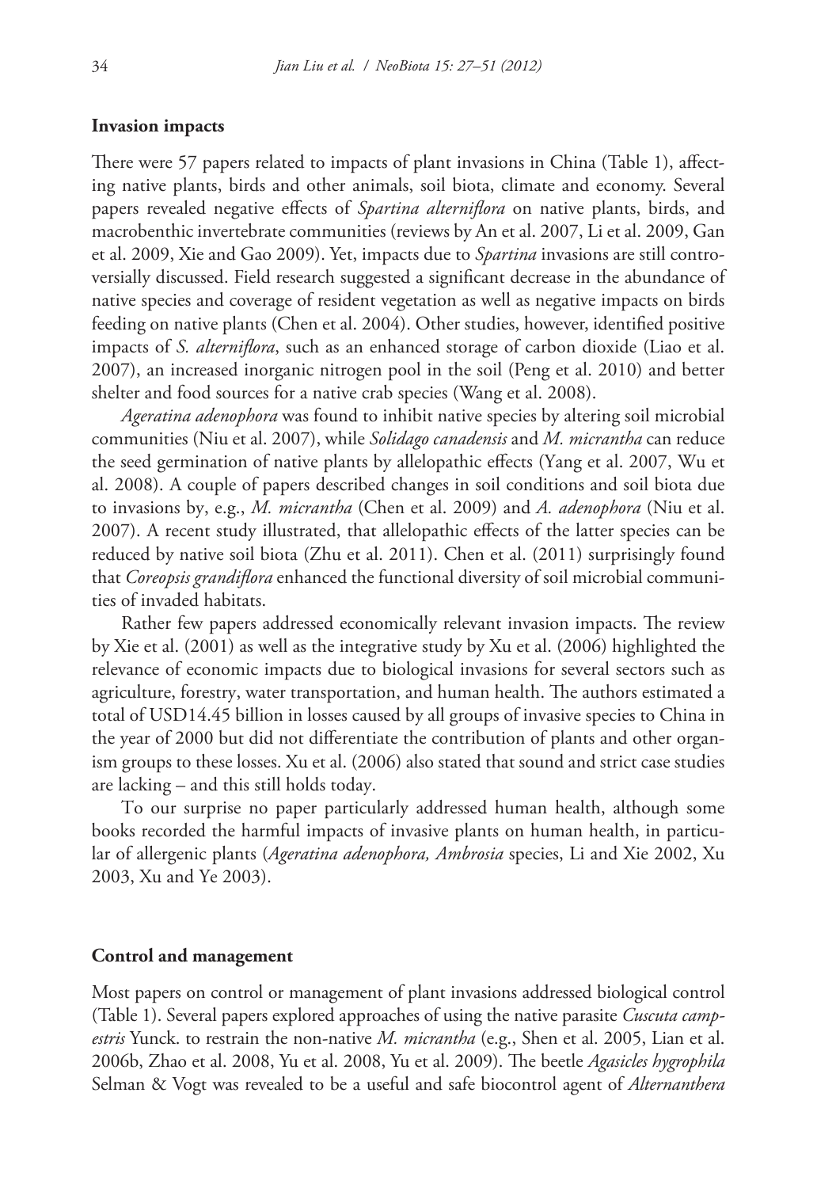## Invasion impacts

There were 57 papers related to impacts of plant invasions in China (Table 1), affecting native plants, birds and other animals, soil biota, climate and economy. Several papers revealed negative effects of *Spartina alterniflora* on native plants, birds, and macrobenthic invertebrate communities (reviews by An et al. 2007, Li et al. 2009, Gan et al. 2009, Xie and Gao 2009). Yet, impacts due to *Spartina* invasions are still controversially discussed. Field research suggested a significant decrease in the abundance of native species and coverage of resident vegetation as well as negative impacts on birds feeding on native plants (Chen et al. 2004). Other studies, however, identified positive impacts of *S. alterniflora*, such as an enhanced storage of carbon dioxide (Liao et al. 2007), an increased inorganic nitrogen pool in the soil (Peng et al. 2010) and better shelter and food sources for a native crab species (Wang et al. 2008).

*Ageratina adenophora* was found to inhibit native species by altering soil microbial communities (Niu et al. 2007), while *Solidago canadensis* and *M. micrantha* can reduce the seed germination of native plants by allelopathic effects (Yang et al. 2007, Wu et al. 2008). A couple of papers described changes in soil conditions and soil biota due to invasions by, e.g., *M. micrantha* (Chen et al. 2009) and *A. adenophora* (Niu et al. 2007). A recent study illustrated, that allelopathic effects of the latter species can be reduced by native soil biota (Zhu et al. 2011). Chen et al. (2011) surprisingly found that *Coreopsis grandiflora* enhanced the functional diversity of soil microbial communities of invaded habitats.

Rather few papers addressed economically relevant invasion impacts. The review by Xie et al. (2001) as well as the integrative study by Xu et al. (2006) highlighted the relevance of economic impacts due to biological invasions for several sectors such as agriculture, forestry, water transportation, and human health. The authors estimated a total of USD14.45 billion in losses caused by all groups of invasive species to China in the year of 2000 but did not differentiate the contribution of plants and other organism groups to these losses. Xu et al. (2006) also stated that sound and strict case studies are lacking – and this still holds today.

To our surprise no paper particularly addressed human health, although some books recorded the harmful impacts of invasive plants on human health, in particular of allergenic plants (*Ageratina adenophora, Ambrosia* species, Li and Xie 2002, Xu 2003, Xu and Ye 2003).

## Control and management

Most papers on control or management of plant invasions addressed biological control (Table 1). Several papers explored approaches of using the native parasite *Cuscuta campestris* Yunck. to restrain the non-native *M. micrantha* (e.g., Shen et al. 2005, Lian et al. 2006b, Zhao et al. 2008, Yu et al. 2008, Yu et al. 2009). The beetle *Agasicles hygrophila* Selman & Vogt was revealed to be a useful and safe biocontrol agent of *Alternanthera*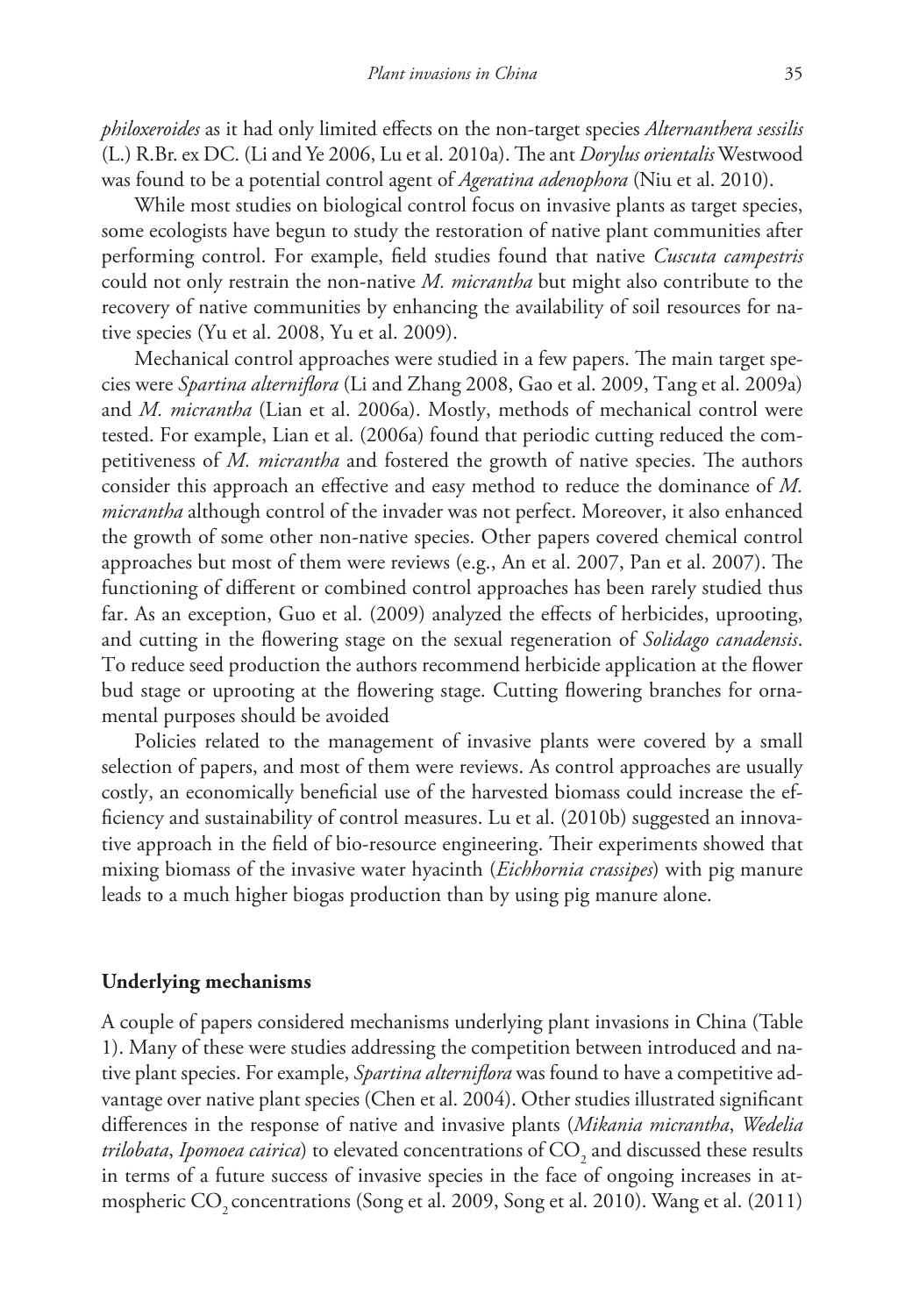*philoxeroides* as it had only limited effects on the non-target species *Alternanthera sessilis* (L.) R.Br. ex DC. (Li and Ye 2006, Lu et al. 2010a). The ant *Dorylus orientalis* Westwood was found to be a potential control agent of *Ageratina adenophora* (Niu et al. 2010).

While most studies on biological control focus on invasive plants as target species, some ecologists have begun to study the restoration of native plant communities after performing control. For example, field studies found that native *Cuscuta campestris* could not only restrain the non-native *M. micrantha* but might also contribute to the recovery of native communities by enhancing the availability of soil resources for native species (Yu et al. 2008, Yu et al. 2009).

Mechanical control approaches were studied in a few papers. The main target species were *Spartina alterniflora* (Li and Zhang 2008, Gao et al. 2009, Tang et al. 2009a) and *M. micrantha* (Lian et al. 2006a). Mostly, methods of mechanical control were tested. For example, Lian et al. (2006a) found that periodic cutting reduced the competitiveness of *M. micrantha* and fostered the growth of native species. The authors consider this approach an effective and easy method to reduce the dominance of *M. micrantha* although control of the invader was not perfect. Moreover, it also enhanced the growth of some other non-native species. Other papers covered chemical control approaches but most of them were reviews (e.g., An et al. 2007, Pan et al. 2007). The functioning of different or combined control approaches has been rarely studied thus far. As an exception, Guo et al. (2009) analyzed the effects of herbicides, uprooting, and cutting in the flowering stage on the sexual regeneration of *Solidago canadensis*. To reduce seed production the authors recommend herbicide application at the flower bud stage or uprooting at the flowering stage. Cutting flowering branches for ornamental purposes should be avoided

Policies related to the management of invasive plants were covered by a small selection of papers, and most of them were reviews. As control approaches are usually costly, an economically beneficial use of the harvested biomass could increase the efficiency and sustainability of control measures. Lu et al. (2010b) suggested an innovative approach in the field of bio-resource engineering. Their experiments showed that mixing biomass of the invasive water hyacinth (*Eichhornia crassipes*) with pig manure leads to a much higher biogas production than by using pig manure alone.

## Underlying mechanisms

A couple of papers considered mechanisms underlying plant invasions in China (Table 1). Many of these were studies addressing the competition between introduced and native plant species. For example, *Spartina alterniflora* was found to have a competitive advantage over native plant species (Chen et al. 2004). Other studies illustrated significant differences in the response of native and invasive plants (*Mikania micrantha*, *Wedelia trilobata*, *Ipomoea cairica*) to elevated concentrations of $CO_2$ and discussed these results in terms of a future success of invasive species in the face of ongoing increases in atmospheric $CO_2$ concentrations (Song et al. 2009, Song et al. 2010). Wang et al. (2011)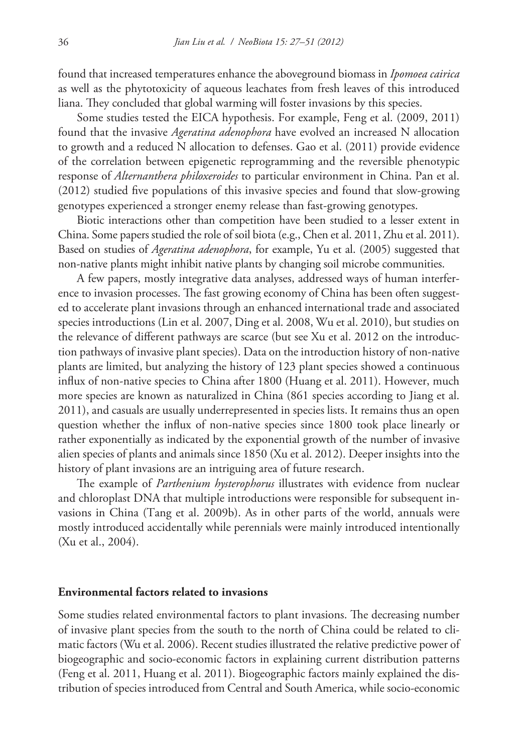found that increased temperatures enhance the aboveground biomass in *Ipomoea cairica* as well as the phytotoxicity of aqueous leachates from fresh leaves of this introduced liana. They concluded that global warming will foster invasions by this species.

Some studies tested the EICA hypothesis. For example, Feng et al. (2009, 2011) found that the invasive *Ageratina adenophora* have evolved an increased N allocation to growth and a reduced N allocation to defenses. Gao et al. (2011) provide evidence of the correlation between epigenetic reprogramming and the reversible phenotypic response of *Alternanthera philoxeroides* to particular environment in China. Pan et al. (2012) studied five populations of this invasive species and found that slow-growing genotypes experienced a stronger enemy release than fast-growing genotypes.

Biotic interactions other than competition have been studied to a lesser extent in China. Some papers studied the role of soil biota (e.g., Chen et al. 2011, Zhu et al. 2011). Based on studies of *Ageratina adenophora*, for example, Yu et al. (2005) suggested that non-native plants might inhibit native plants by changing soil microbe communities.

A few papers, mostly integrative data analyses, addressed ways of human interference to invasion processes. The fast growing economy of China has been often suggested to accelerate plant invasions through an enhanced international trade and associated species introductions (Lin et al. 2007, Ding et al. 2008, Wu et al. 2010), but studies on the relevance of different pathways are scarce (but see Xu et al. 2012 on the introduction pathways of invasive plant species). Data on the introduction history of non-native plants are limited, but analyzing the history of 123 plant species showed a continuous influx of non-native species to China after 1800 (Huang et al. 2011). However, much more species are known as naturalized in China (861 species according to Jiang et al. 2011), and casuals are usually underrepresented in species lists. It remains thus an open question whether the influx of non-native species since 1800 took place linearly or rather exponentially as indicated by the exponential growth of the number of invasive alien species of plants and animals since 1850 (Xu et al. 2012). Deeper insights into the history of plant invasions are an intriguing area of future research.

The example of *Parthenium hysterophorus* illustrates with evidence from nuclear and chloroplast DNA that multiple introductions were responsible for subsequent invasions in China (Tang et al. 2009b). As in other parts of the world, annuals were mostly introduced accidentally while perennials were mainly introduced intentionally (Xu et al., 2004).

## Environmental factors related to invasions

Some studies related environmental factors to plant invasions. The decreasing number of invasive plant species from the south to the north of China could be related to climatic factors (Wu et al. 2006). Recent studies illustrated the relative predictive power of biogeographic and socio-economic factors in explaining current distribution patterns (Feng et al. 2011, Huang et al. 2011). Biogeographic factors mainly explained the distribution of species introduced from Central and South America, while socio-economic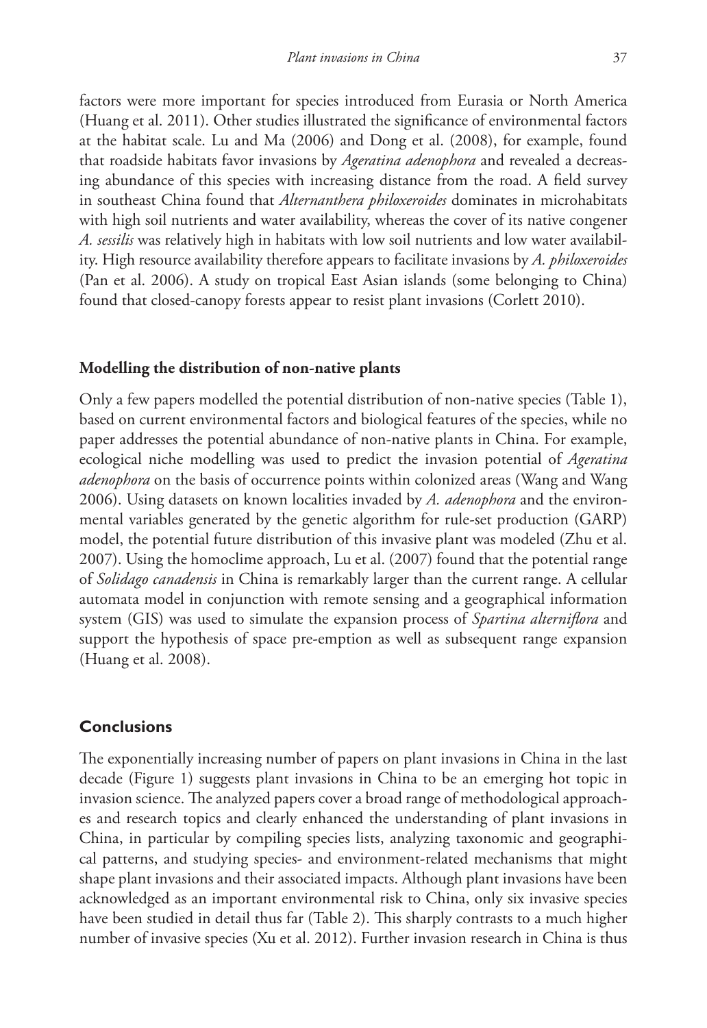factors were more important for species introduced from Eurasia or North America (Huang et al. 2011). Other studies illustrated the significance of environmental factors at the habitat scale. Lu and Ma (2006) and Dong et al. (2008), for example, found that roadside habitats favor invasions by *Ageratina adenophora* and revealed a decreasing abundance of this species with increasing distance from the road. A field survey in southeast China found that *Alternanthera philoxeroides* dominates in microhabitats with high soil nutrients and water availability, whereas the cover of its native congener *A. sessilis* was relatively high in habitats with low soil nutrients and low water availability. High resource availability therefore appears to facilitate invasions by *A. philoxeroides* (Pan et al. 2006). A study on tropical East Asian islands (some belonging to China) found that closed-canopy forests appear to resist plant invasions (Corlett 2010).

### Modelling the distribution of non-native plants

Only a few papers modelled the potential distribution of non-native species (Table 1), based on current environmental factors and biological features of the species, while no paper addresses the potential abundance of non-native plants in China. For example, ecological niche modelling was used to predict the invasion potential of *Ageratina adenophora* on the basis of occurrence points within colonized areas (Wang and Wang 2006). Using datasets on known localities invaded by *A. adenophora* and the environmental variables generated by the genetic algorithm for rule-set production (GARP) model, the potential future distribution of this invasive plant was modeled (Zhu et al. 2007). Using the homoclime approach, Lu et al. (2007) found that the potential range of *Solidago canadensis* in China is remarkably larger than the current range. A cellular automata model in conjunction with remote sensing and a geographical information system (GIS) was used to simulate the expansion process of *Spartina alterniflora* and support the hypothesis of space pre-emption as well as subsequent range expansion (Huang et al. 2008).

## Conclusions

The exponentially increasing number of papers on plant invasions in China in the last decade (Figure 1) suggests plant invasions in China to be an emerging hot topic in invasion science. The analyzed papers cover a broad range of methodological approaches and research topics and clearly enhanced the understanding of plant invasions in China, in particular by compiling species lists, analyzing taxonomic and geographical patterns, and studying species- and environment-related mechanisms that might shape plant invasions and their associated impacts. Although plant invasions have been acknowledged as an important environmental risk to China, only six invasive species have been studied in detail thus far (Table 2). This sharply contrasts to a much higher number of invasive species (Xu et al. 2012). Further invasion research in China is thus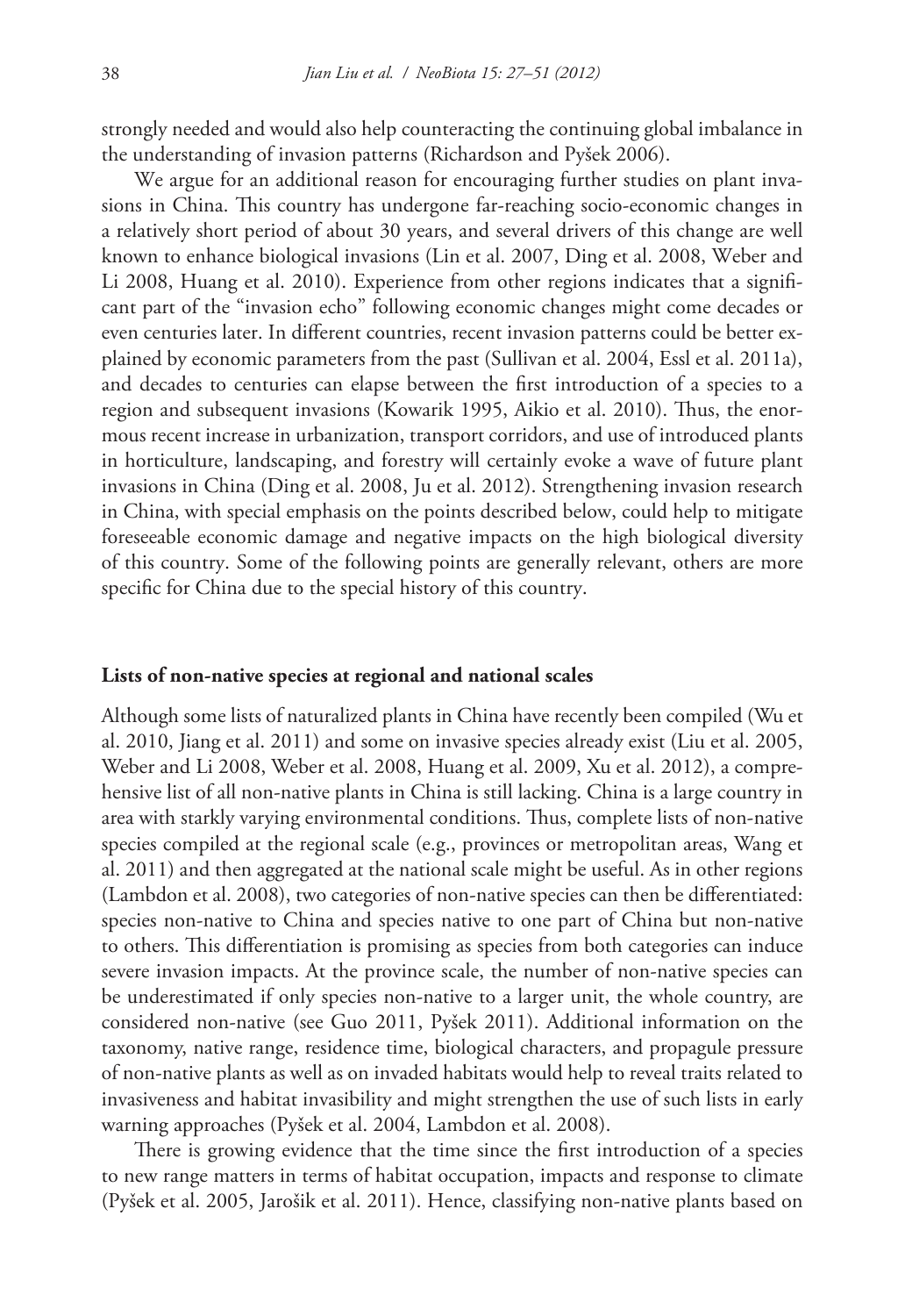strongly needed and would also help counteracting the continuing global imbalance in the understanding of invasion patterns (Richardson and Pyšek 2006).

We argue for an additional reason for encouraging further studies on plant invasions in China. This country has undergone far-reaching socio-economic changes in a relatively short period of about 30 years, and several drivers of this change are well known to enhance biological invasions (Lin et al. 2007, Ding et al. 2008, Weber and Li 2008, Huang et al. 2010). Experience from other regions indicates that a significant part of the "invasion echo" following economic changes might come decades or even centuries later. In different countries, recent invasion patterns could be better explained by economic parameters from the past (Sullivan et al. 2004, Essl et al. 2011a), and decades to centuries can elapse between the first introduction of a species to a region and subsequent invasions (Kowarik 1995, Aikio et al. 2010). Thus, the enormous recent increase in urbanization, transport corridors, and use of introduced plants in horticulture, landscaping, and forestry will certainly evoke a wave of future plant invasions in China (Ding et al. 2008, Ju et al. 2012). Strengthening invasion research in China, with special emphasis on the points described below, could help to mitigate foreseeable economic damage and negative impacts on the high biological diversity of this country. Some of the following points are generally relevant, others are more specific for China due to the special history of this country.

## Lists of non-native species at regional and national scales

Although some lists of naturalized plants in China have recently been compiled (Wu et al. 2010, Jiang et al. 2011) and some on invasive species already exist (Liu et al. 2005, Weber and Li 2008, Weber et al. 2008, Huang et al. 2009, Xu et al. 2012), a comprehensive list of all non-native plants in China is still lacking. China is a large country in area with starkly varying environmental conditions. Thus, complete lists of non-native species compiled at the regional scale (e.g., provinces or metropolitan areas, Wang et al. 2011) and then aggregated at the national scale might be useful. As in other regions (Lambdon et al. 2008), two categories of non-native species can then be differentiated: species non-native to China and species native to one part of China but non-native to others. This differentiation is promising as species from both categories can induce severe invasion impacts. At the province scale, the number of non-native species can be underestimated if only species non-native to a larger unit, the whole country, are considered non-native (see Guo 2011, Pyšek 2011). Additional information on the taxonomy, native range, residence time, biological characters, and propagule pressure of non-native plants as well as on invaded habitats would help to reveal traits related to invasiveness and habitat invasibility and might strengthen the use of such lists in early warning approaches (Pyšek et al. 2004, Lambdon et al. 2008).

There is growing evidence that the time since the first introduction of a species to new range matters in terms of habitat occupation, impacts and response to climate (Pyšek et al. 2005, Jarošik et al. 2011). Hence, classifying non-native plants based on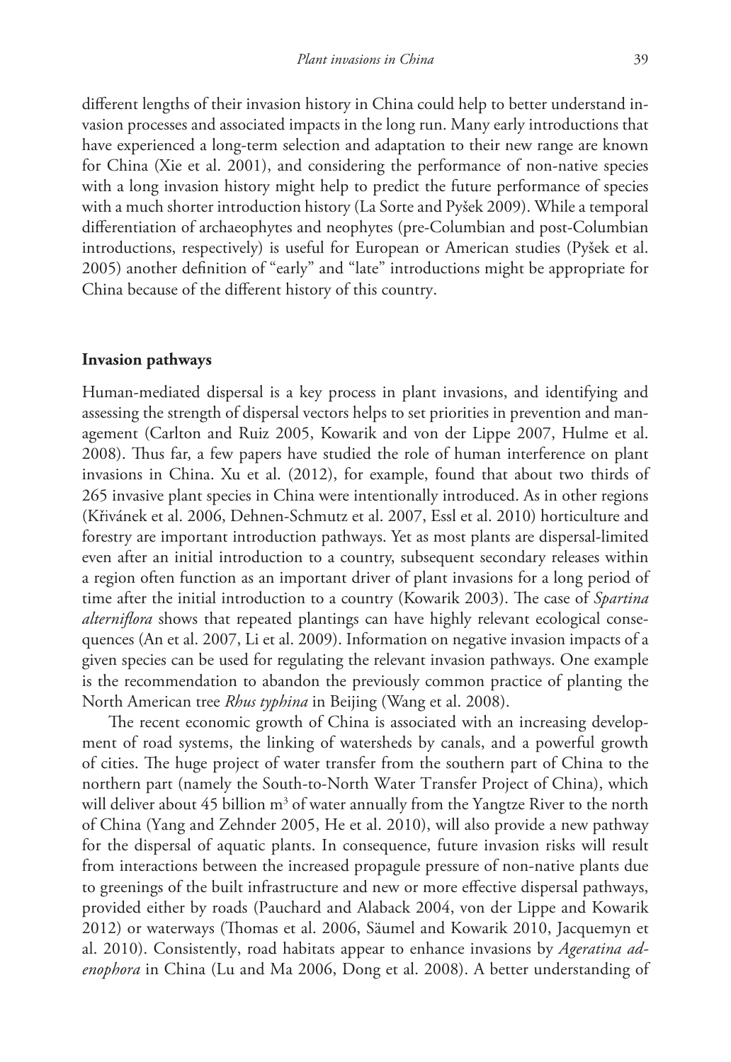different lengths of their invasion history in China could help to better understand invasion processes and associated impacts in the long run. Many early introductions that have experienced a long-term selection and adaptation to their new range are known for China (Xie et al. 2001), and considering the performance of non-native species with a long invasion history might help to predict the future performance of species with a much shorter introduction history (La Sorte and Pyšek 2009). While a temporal differentiation of archaeophytes and neophytes (pre-Columbian and post-Columbian introductions, respectively) is useful for European or American studies (Pyšek et al. 2005) another definition of "early" and "late" introductions might be appropriate for China because of the different history of this country.

## Invasion pathways

Human-mediated dispersal is a key process in plant invasions, and identifying and assessing the strength of dispersal vectors helps to set priorities in prevention and management (Carlton and Ruiz 2005, Kowarik and von der Lippe 2007, Hulme et al. 2008). Thus far, a few papers have studied the role of human interference on plant invasions in China. Xu et al. (2012), for example, found that about two thirds of 265 invasive plant species in China were intentionally introduced. As in other regions (Křivánek et al. 2006, Dehnen-Schmutz et al. 2007, Essl et al. 2010) horticulture and forestry are important introduction pathways. Yet as most plants are dispersal-limited even after an initial introduction to a country, subsequent secondary releases within a region often function as an important driver of plant invasions for a long period of time after the initial introduction to a country (Kowarik 2003). The case of *Spartina alterniflora* shows that repeated plantings can have highly relevant ecological consequences (An et al. 2007, Li et al. 2009). Information on negative invasion impacts of a given species can be used for regulating the relevant invasion pathways. One example is the recommendation to abandon the previously common practice of planting the North American tree *Rhus typhina* in Beijing (Wang et al. 2008).

The recent economic growth of China is associated with an increasing development of road systems, the linking of watersheds by canals, and a powerful growth of cities. The huge project of water transfer from the southern part of China to the northern part (namely the South-to-North Water Transfer Project of China), which will deliver about 45 billion $m^3$ of water annually from the Yangtze River to the north of China (Yang and Zehnder 2005, He et al. 2010), will also provide a new pathway for the dispersal of aquatic plants. In consequence, future invasion risks will result from interactions between the increased propagule pressure of non-native plants due to greenings of the built infrastructure and new or more effective dispersal pathways, provided either by roads (Pauchard and Alaback 2004, von der Lippe and Kowarik 2012) or waterways (Thomas et al. 2006, Säumel and Kowarik 2010, Jacquemyn et al. 2010). Consistently, road habitats appear to enhance invasions by *Ageratina adenophora* in China (Lu and Ma 2006, Dong et al. 2008). A better understanding of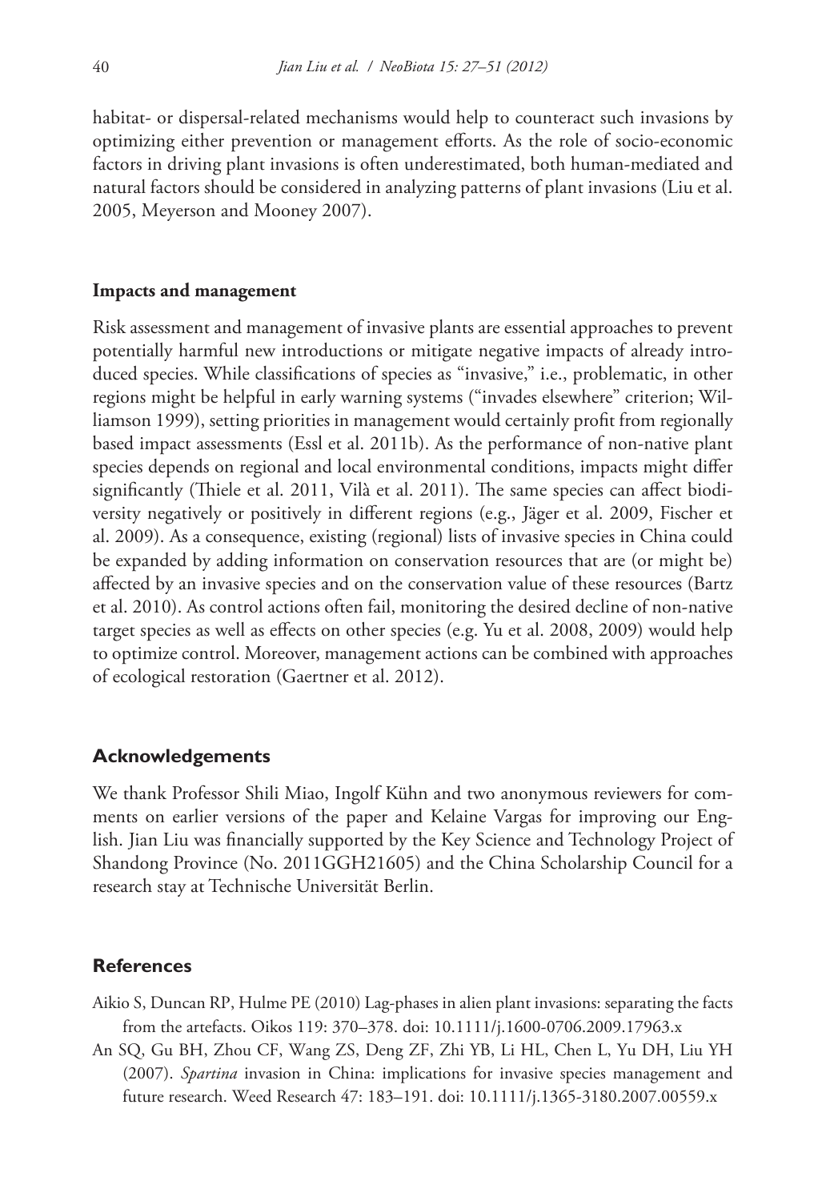habitat- or dispersal-related mechanisms would help to counteract such invasions by optimizing either prevention or management efforts. As the role of socio-economic factors in driving plant invasions is often underestimated, both human-mediated and natural factors should be considered in analyzing patterns of plant invasions (Liu et al. 2005, Meyerson and Mooney 2007).

### Impacts and management

Risk assessment and management of invasive plants are essential approaches to prevent potentially harmful new introductions or mitigate negative impacts of already introduced species. While classifications of species as "invasive," i.e., problematic, in other regions might be helpful in early warning systems ("invades elsewhere" criterion; Williamson 1999), setting priorities in management would certainly profit from regionally based impact assessments (Essl et al. 2011b). As the performance of non-native plant species depends on regional and local environmental conditions, impacts might differ significantly (Thiele et al. 2011, Vilà et al. 2011). The same species can affect biodiversity negatively or positively in different regions (e.g., Jäger et al. 2009, Fischer et al. 2009). As a consequence, existing (regional) lists of invasive species in China could be expanded by adding information on conservation resources that are (or might be) affected by an invasive species and on the conservation value of these resources (Bartz et al. 2010). As control actions often fail, monitoring the desired decline of non-native target species as well as effects on other species (e.g. Yu et al. 2008, 2009) would help to optimize control. Moreover, management actions can be combined with approaches of ecological restoration (Gaertner et al. 2012).

## Acknowledgements

We thank Professor Shili Miao, Ingolf Kühn and two anonymous reviewers for comments on earlier versions of the paper and Kelaine Vargas for improving our English. Jian Liu was financially supported by the Key Science and Technology Project of Shandong Province (No. 2011GGH21605) and the China Scholarship Council for a research stay at Technische Universität Berlin.

## References

Aikio S, Duncan RP, Hulme PE (2010) Lag-phases in alien plant invasions: separating the facts from the artefacts. Oikos 119: 370–378. doi: 10.1111/j.1600-0706.2009.17963.x

An SQ, Gu BH, Zhou CF, Wang ZS, Deng ZF, Zhi YB, Li HL, Chen L, Yu DH, Liu YH (2007). *Spartina* invasion in China: implications for invasive species management and future research. Weed Research 47: 183–191. doi: 10.1111/j.1365-3180.2007.00559.x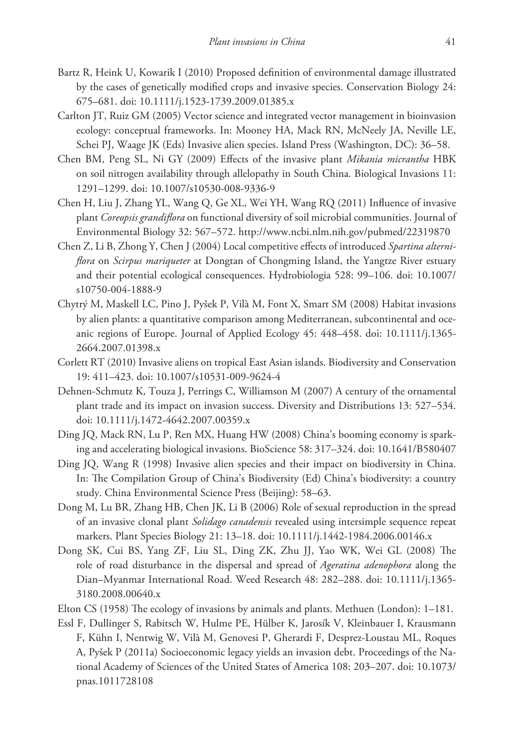Bartz R, Heink U, Kowarik I (2010) Proposed definition of environmental damage illustrated by the cases of genetically modified crops and invasive species. Conservation Biology 24: 675–681. doi: 10.1111/j.1523-1739.2009.01385.x

Carlton JT, Ruiz GM (2005) Vector science and integrated vector management in bioinvasion ecology: conceptual frameworks. In: Mooney HA, Mack RN, McNeely JA, Neville LE, Schei PJ, Waage JK (Eds) Invasive alien species. Island Press (Washington, DC): 36–58.

Chen BM, Peng SL, Ni GY (2009) Effects of the invasive plant *Mikania micrantha* HBK on soil nitrogen availability through allelopathy in South China. Biological Invasions 11: 1291–1299. doi: 10.1007/s10530-008-9336-9

Chen H, Liu J, Zhang YL, Wang Q, Ge XL, Wei YH, Wang RQ (2011) Influence of invasive plant *Coreopsis grandiflora* on functional diversity of soil microbial communities. Journal of Environmental Biology 32: 567–572. http://www.ncbi.nlm.nih.gov/pubmed/22319870

Chen Z, Li B, Zhong Y, Chen J (2004) Local competitive effects of introduced *Spartina alterniflora* on *Scirpus mariqueter* at Dongtan of Chongming Island, the Yangtze River estuary and their potential ecological consequences. Hydrobiologia 528: 99–106. doi: 10.1007/s10750-004-1888-9

Chytrý M, Maskell LC, Pino J, Pyšek P, Vilà M, Font X, Smart SM (2008) Habitat invasions by alien plants: a quantitative comparison among Mediterranean, subcontinental and oceanic regions of Europe. Journal of Applied Ecology 45: 448–458. doi: 10.1111/j.1365-2664.2007.01398.x

Corlett RT (2010) Invasive aliens on tropical East Asian islands. Biodiversity and Conservation 19: 411–423. doi: 10.1007/s10531-009-9624-4

Dehnen-Schmutz K, Touza J, Perrings C, Williamson M (2007) A century of the ornamental plant trade and its impact on invasion success. Diversity and Distributions 13: 527–534. doi: 10.1111/j.1472-4642.2007.00359.x

Ding JQ, Mack RN, Lu P, Ren MX, Huang HW (2008) China's booming economy is sparking and accelerating biological invasions. BioScience 58: 317–324. doi: 10.1641/B580407

Ding JQ, Wang R (1998) Invasive alien species and their impact on biodiversity in China. In: The Compilation Group of China's Biodiversity (Ed) China's biodiversity: a country study. China Environmental Science Press (Beijing): 58–63.

Dong M, Lu BR, Zhang HB, Chen JK, Li B (2006) Role of sexual reproduction in the spread of an invasive clonal plant *Solidago canadensis* revealed using intersimple sequence repeat markers. Plant Species Biology 21: 13–18. doi: 10.1111/j.1442-1984.2006.00146.x

Dong SK, Cui BS, Yang ZF, Liu SL, Ding ZK, Zhu JJ, Yao WK, Wei GL (2008) The role of road disturbance in the dispersal and spread of *Ageratina adenophora* along the Dian–Myanmar International Road. Weed Research 48: 282–288. doi: 10.1111/j.1365-3180.2008.00640.x

Elton CS (1958) The ecology of invasions by animals and plants. Methuen (London): 1–181.

Essl F, Dullinger S, Rabitsch W, Hulme PE, Hülber K, Jarosík V, Kleinbauer I, Krausmann F, Kühn I, Nentwig W, Vilà M, Genovesi P, Gherardi F, Desprez-Loustau ML, Roques A, Pyšek P (2011a) Socioeconomic legacy yields an invasion debt. Proceedings of the National Academy of Sciences of the United States of America 108: 203–207. doi: 10.1073/pnas.1011728108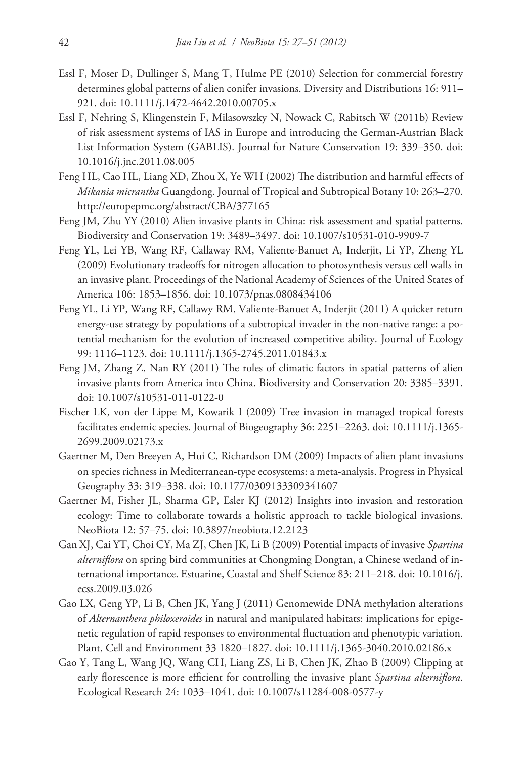Essl F, Moser D, Dullinger S, Mang T, Hulme PE (2010) Selection for commercial forestry determines global patterns of alien conifer invasions. Diversity and Distributions 16: 911–921. doi: 10.1111/j.1472-4642.2010.00705.x

Essl F, Nehring S, Klingenstein F, Milasowszky N, Nowack C, Rabitsch W (2011b) Review of risk assessment systems of IAS in Europe and introducing the German-Austrian Black List Information System (GABLIS). Journal for Nature Conservation 19: 339–350. doi: 10.1016/j.jnc.2011.08.005

Feng HL, Cao HL, Liang XD, Zhou X, Ye WH (2002) The distribution and harmful effects of *Mikania micrantha* Guangdong. Journal of Tropical and Subtropical Botany 10: 263–270. http://europepmc.org/abstract/CBA/377165

Feng JM, Zhu YY (2010) Alien invasive plants in China: risk assessment and spatial patterns. Biodiversity and Conservation 19: 3489–3497. doi: 10.1007/s10531-010-9909-7

Feng YL, Lei YB, Wang RF, Callaway RM, Valiente-Banuet A, Inderjit, Li YP, Zheng YL (2009) Evolutionary tradeoffs for nitrogen allocation to photosynthesis versus cell walls in an invasive plant. Proceedings of the National Academy of Sciences of the United States of America 106: 1853–1856. doi: 10.1073/pnas.0808434106

Feng YL, Li YP, Wang RF, Callawy RM, Valiente-Banuet A, Inderjit (2011) A quicker return energy-use strategy by populations of a subtropical invader in the non-native range: a potential mechanism for the evolution of increased competitive ability. Journal of Ecology 99: 1116–1123. doi: 10.1111/j.1365-2745.2011.01843.x

Feng JM, Zhang Z, Nan RY (2011) The roles of climatic factors in spatial patterns of alien invasive plants from America into China. Biodiversity and Conservation 20: 3385–3391. doi: 10.1007/s10531-011-0122-0

Fischer LK, von der Lippe M, Kowarik I (2009) Tree invasion in managed tropical forests facilitates endemic species. Journal of Biogeography 36: 2251–2263. doi: 10.1111/j.1365-2699.2009.02173.x

Gaertner M, Den Breeyen A, Hui C, Richardson DM (2009) Impacts of alien plant invasions on species richness in Mediterranean-type ecosystems: a meta-analysis. Progress in Physical Geography 33: 319–338. doi: 10.1177/0309133309341607

Gaertner M, Fisher JL, Sharma GP, Esler KJ (2012) Insights into invasion and restoration ecology: Time to collaborate towards a holistic approach to tackle biological invasions. NeoBiota 12: 57–75. doi: 10.3897/neobiota.12.2123

Gan XJ, Cai YT, Choi CY, Ma ZJ, Chen JK, Li B (2009) Potential impacts of invasive *Spartina alterniflora* on spring bird communities at Chongming Dongtan, a Chinese wetland of international importance. Estuarine, Coastal and Shelf Science 83: 211–218. doi: 10.1016/j.ecss.2009.03.026

Gao LX, Geng YP, Li B, Chen JK, Yang J (2011) Genomewide DNA methylation alterations of *Alternanthera philoxeroides* in natural and manipulated habitats: implications for epigenetic regulation of rapid responses to environmental fluctuation and phenotypic variation. Plant, Cell and Environment 33 1820–1827. doi: 10.1111/j.1365-3040.2010.02186.x

Gao Y, Tang L, Wang JQ, Wang CH, Liang ZS, Li B, Chen JK, Zhao B (2009) Clipping at early florescence is more efficient for controlling the invasive plant *Spartina alterniflora*. Ecological Research 24: 1033–1041. doi: 10.1007/s11284-008-0577-y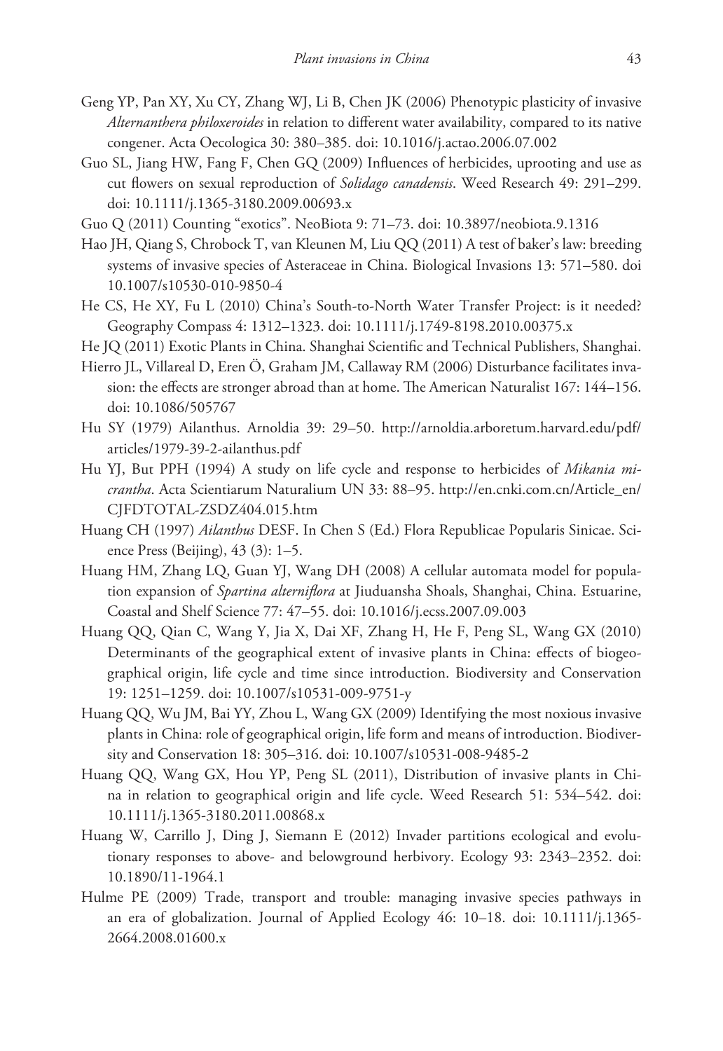Geng YP, Pan XY, Xu CY, Zhang WJ, Li B, Chen JK (2006) Phenotypic plasticity of invasive *Alternanthera philoxeroides* in relation to different water availability, compared to its native congener. Acta Oecologica 30: 380–385. doi: 10.1016/j.actao.2006.07.002

Guo SL, Jiang HW, Fang F, Chen GQ (2009) Influences of herbicides, uprooting and use as cut flowers on sexual reproduction of *Solidago canadensis*. Weed Research 49: 291–299. doi: 10.1111/j.1365-3180.2009.00693.x

Guo Q (2011) Counting "exotics". NeoBiota 9: 71–73. doi: 10.3897/neobiota.9.1316

Hao JH, Qiang S, Chrobock T, van Kleunen M, Liu QQ (2011) A test of baker's law: breeding systems of invasive species of Asteraceae in China. Biological Invasions 13: 571–580. doi 10.1007/s10530-010-9850-4

He CS, He XY, Fu L (2010) China's South-to-North Water Transfer Project: is it needed? Geography Compass 4: 1312–1323. doi: 10.1111/j.1749-8198.2010.00375.x

He JQ (2011) Exotic Plants in China. Shanghai Scientific and Technical Publishers, Shanghai.

Hierro JL, Villareal D, Eren Ö, Graham JM, Callaway RM (2006) Disturbance facilitates invasion: the effects are stronger abroad than at home. The American Naturalist 167: 144–156. doi: 10.1086/505767

Hu SY (1979) Ailanthus. Arnoldia 39: 29–50. http://arnoldia.arboretum.harvard.edu/pdf/articles/1979-39-2-ailanthus.pdf

Hu YJ, But PPH (1994) A study on life cycle and response to herbicides of *Mikania micrantha*. Acta Scientiarum Naturalium UN 33: 88–95. http://en.cnki.com.cn/Article_en/CJFDTOTAL-ZSDZ404.015.htm

Huang CH (1997) *Ailanthus* DESF. In Chen S (Ed.) Flora Republicae Popularis Sinicae. Science Press (Beijing), 43 (3): 1–5.

Huang HM, Zhang LQ, Guan YJ, Wang DH (2008) A cellular automata model for population expansion of *Spartina alterniflora* at Jiuduansha Shoals, Shanghai, China. Estuarine, Coastal and Shelf Science 77: 47–55. doi: 10.1016/j.ecss.2007.09.003

Huang QQ, Qian C, Wang Y, Jia X, Dai XF, Zhang H, He F, Peng SL, Wang GX (2010) Determinants of the geographical extent of invasive plants in China: effects of biogeographical origin, life cycle and time since introduction. Biodiversity and Conservation 19: 1251–1259. doi: 10.1007/s10531-009-9751-y

Huang QQ, Wu JM, Bai YY, Zhou L, Wang GX (2009) Identifying the most noxious invasive plants in China: role of geographical origin, life form and means of introduction. Biodiversity and Conservation 18: 305–316. doi: 10.1007/s10531-008-9485-2

Huang QQ, Wang GX, Hou YP, Peng SL (2011), Distribution of invasive plants in China in relation to geographical origin and life cycle. Weed Research 51: 534–542. doi: 10.1111/j.1365-3180.2011.00868.x

Huang W, Carrillo J, Ding J, Siemann E (2012) Invader partitions ecological and evolutionary responses to above- and belowground herbivory. Ecology 93: 2343–2352. doi: 10.1890/11-1964.1

Hulme PE (2009) Trade, transport and trouble: managing invasive species pathways in an era of globalization. Journal of Applied Ecology 46: 10–18. doi: 10.1111/j.1365-2664.2008.01600.x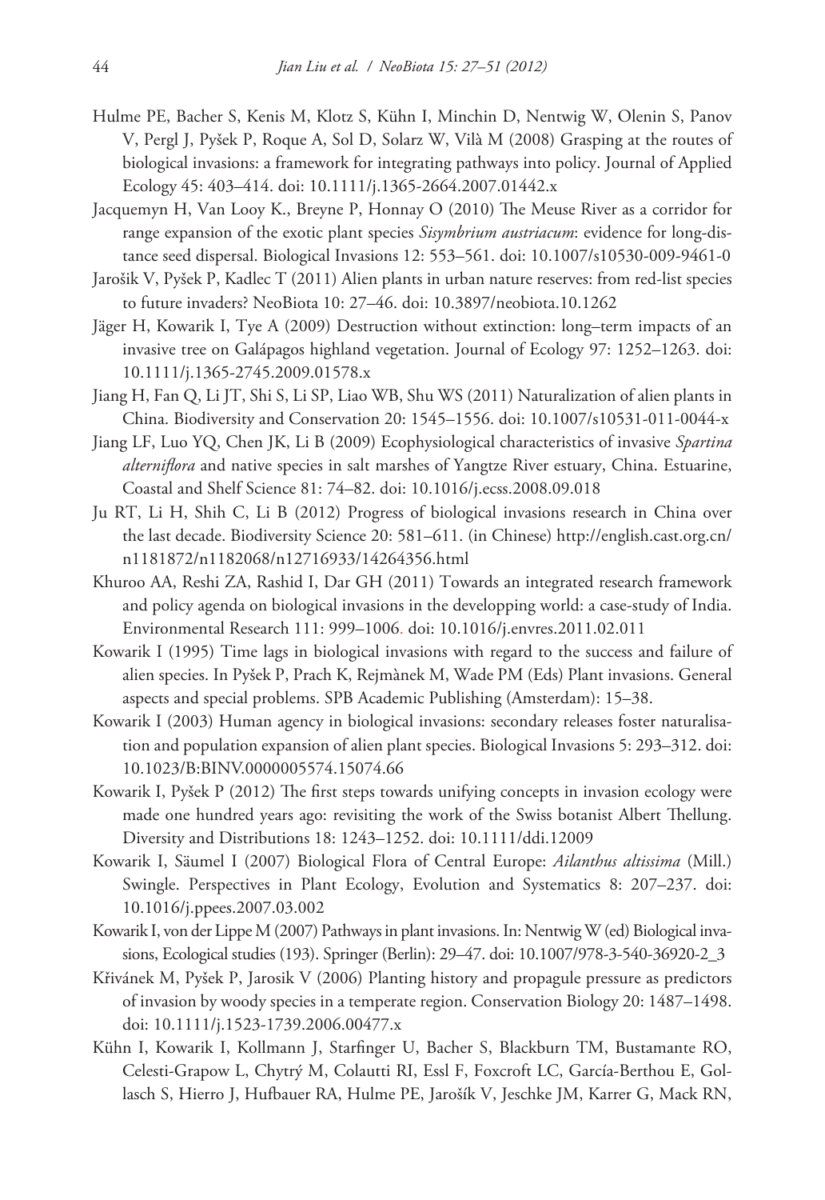Hulme PE, Bacher S, Kenis M, Klotz S, Kühn I, Minchin D, Nentwig W, Olenin S, Panov V, Pergl J, Pyšek P, Roque A, Sol D, Solarz W, Vilà M (2008) Grasping at the routes of biological invasions: a framework for integrating pathways into policy. Journal of Applied Ecology 45: 403–414. doi: 10.1111/j.1365-2664.2007.01442.x

Jacquemyn H, Van Looy K., Breyne P, Honnay O (2010) The Meuse River as a corridor for range expansion of the exotic plant species *Sisymbrium austriacum*: evidence for long-distance seed dispersal. Biological Invasions 12: 553–561. doi: 10.1007/s10530-009-9461-0

Jarošik V, Pyšek P, Kadlec T (2011) Alien plants in urban nature reserves: from red-list species to future invaders? NeoBiota 10: 27–46. doi: 10.3897/neobiota.10.1262

Jäger H, Kowarik I, Tye A (2009) Destruction without extinction: long–term impacts of an invasive tree on Galápagos highland vegetation. Journal of Ecology 97: 1252–1263. doi: 10.1111/j.1365-2745.2009.01578.x

Jiang H, Fan Q, Li JT, Shi S, Li SP, Liao WB, Shu WS (2011) Naturalization of alien plants in China. Biodiversity and Conservation 20: 1545–1556. doi: 10.1007/s10531-011-0044-x

Jiang LF, Luo YQ, Chen JK, Li B (2009) Ecophysiological characteristics of invasive *Spartina alterniflora* and native species in salt marshes of Yangtze River estuary, China. Estuarine, Coastal and Shelf Science 81: 74–82. doi: 10.1016/j.ecss.2008.09.018

Ju RT, Li H, Shih C, Li B (2012) Progress of biological invasions research in China over the last decade. Biodiversity Science 20: 581–611. (in Chinese) http://english.cast.org.cn/n1181872/n1182068/n12716933/14264356.html

Khuroo AA, Reshi ZA, Rashid I, Dar GH (2011) Towards an integrated research framework and policy agenda on biological invasions in the developping world: a case-study of India. Environmental Research 111: 999–1006. doi: 10.1016/j.envres.2011.02.011

Kowarik I (1995) Time lags in biological invasions with regard to the success and failure of alien species. In Pyšek P, Prach K, Rejmànek M, Wade PM (Eds) Plant invasions. General aspects and special problems. SPB Academic Publishing (Amsterdam): 15–38.

Kowarik I (2003) Human agency in biological invasions: secondary releases foster naturalisation and population expansion of alien plant species. Biological Invasions 5: 293–312. doi: 10.1023/B:BINV.0000005574.15074.66

Kowarik I, Pyšek P (2012) The first steps towards unifying concepts in invasion ecology were made one hundred years ago: revisiting the work of the Swiss botanist Albert Thellung. Diversity and Distributions 18: 1243–1252. doi: 10.1111/ddi.12009

Kowarik I, Säumel I (2007) Biological Flora of Central Europe: *Ailanthus altissima* (Mill.) Swingle. Perspectives in Plant Ecology, Evolution and Systematics 8: 207–237. doi: 10.1016/j.ppees.2007.03.002

Kowarik I, von der Lippe M (2007) Pathways in plant invasions. In: Nentwig W (ed) Biological invasions, Ecological studies (193). Springer (Berlin): 29–47. doi: 10.1007/978-3-540-36920-2_3

Křivánek M, Pyšek P, Jarosik V (2006) Planting history and propagule pressure as predictors of invasion by woody species in a temperate region. Conservation Biology 20: 1487–1498. doi: 10.1111/j.1523-1739.2006.00477.x

Kühn I, Kowarik I, Kollmann J, Starfinger U, Bacher S, Blackburn TM, Bustamante RO, Celesti-Grapow L, Chytrý M, Colautti RI, Essl F, Foxcroft LC, García-Berthou E, Gollasch S, Hierro J, Hufbauer RA, Hulme PE, Jarošík V, Jeschke JM, Karrer G, Mack RN,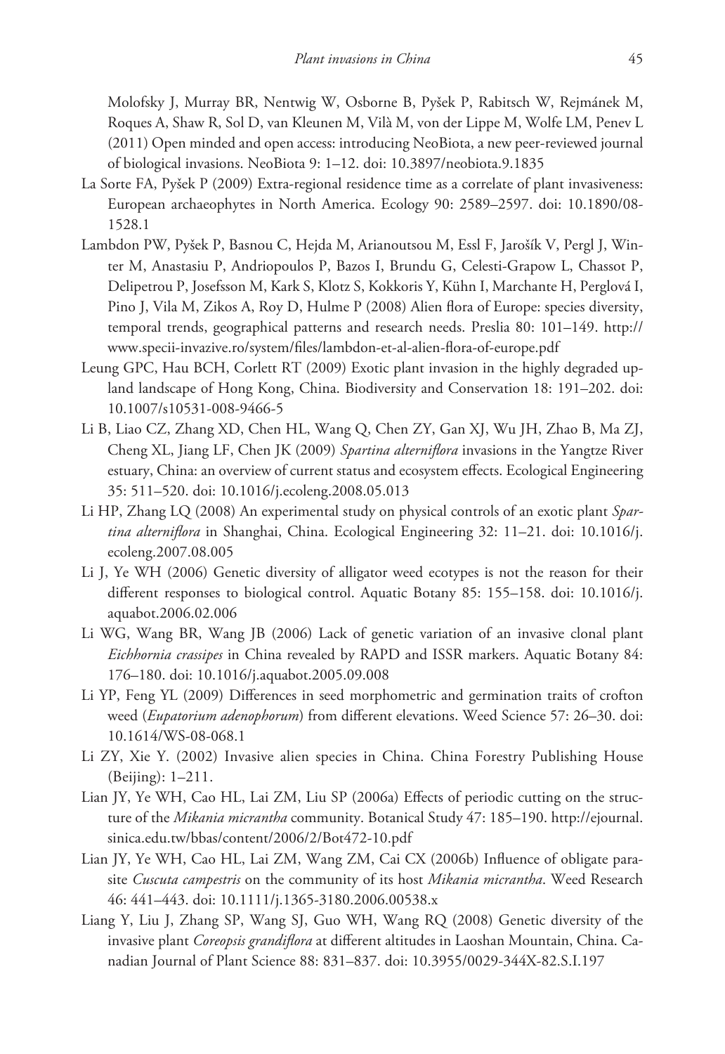Molofsky J, Murray BR, Nentwig W, Osborne B, Pyšek P, Rabitsch W, Rejmánek M, Roques A, Shaw R, Sol D, van Kleunen M, Vilà M, von der Lippe M, Wolfe LM, Penev L (2011) Open minded and open access: introducing NeoBiota, a new peer-reviewed journal of biological invasions. NeoBiota 9: 1–12. doi: 10.3897/neobiota.9.1835

La Sorte FA, Pyšek P (2009) Extra-regional residence time as a correlate of plant invasiveness: European archaeophytes in North America. Ecology 90: 2589–2597. doi: 10.1890/08-1528.1

Lambdon PW, Pyšek P, Basnou C, Hejda M, Arianoutsou M, Essl F, Jarošík V, Pergl J, Winter M, Anastasiu P, Andriopoulos P, Bazos I, Brundu G, Celesti-Grapow L, Chassot P, Delipetrou P, Josefsson M, Kark S, Klotz S, Kokkoris Y, Kühn I, Marchante H, Perglová I, Pino J, Vila M, Zikos A, Roy D, Hulme P (2008) Alien flora of Europe: species diversity, temporal trends, geographical patterns and research needs. Preslia 80: 101–149. http://www.specii-invazive.ro/system/files/lambdon-et-al-alien-flora-of-europe.pdf

Leung GPC, Hau BCH, Corlett RT (2009) Exotic plant invasion in the highly degraded upland landscape of Hong Kong, China. Biodiversity and Conservation 18: 191–202. doi: 10.1007/s10531-008-9466-5

Li B, Liao CZ, Zhang XD, Chen HL, Wang Q, Chen ZY, Gan XJ, Wu JH, Zhao B, Ma ZJ, Cheng XL, Jiang LF, Chen JK (2009) *Spartina alterniflora* invasions in the Yangtze River estuary, China: an overview of current status and ecosystem effects. Ecological Engineering 35: 511–520. doi: 10.1016/j.ecoleng.2008.05.013

Li HP, Zhang LQ (2008) An experimental study on physical controls of an exotic plant *Spartina alterniflora* in Shanghai, China. Ecological Engineering 32: 11–21. doi: 10.1016/j.ecoleng.2007.08.005

Li J, Ye WH (2006) Genetic diversity of alligator weed ecotypes is not the reason for their different responses to biological control. Aquatic Botany 85: 155–158. doi: 10.1016/j.aquabot.2006.02.006

Li WG, Wang BR, Wang JB (2006) Lack of genetic variation of an invasive clonal plant *Eichhornia crassipes* in China revealed by RAPD and ISSR markers. Aquatic Botany 84: 176–180. doi: 10.1016/j.aquabot.2005.09.008

Li YP, Feng YL (2009) Differences in seed morphometric and germination traits of crofton weed (*Eupatorium adenophorum*) from different elevations. Weed Science 57: 26–30. doi: 10.1614/WS-08-068.1

Li ZY, Xie Y. (2002) Invasive alien species in China. China Forestry Publishing House (Beijing): 1–211.

Lian JY, Ye WH, Cao HL, Lai ZM, Liu SP (2006a) Effects of periodic cutting on the structure of the *Mikania micrantha* community. Botanical Study 47: 185–190. http://ejournal.sinica.edu.tw/bbas/content/2006/2/Bot472-10.pdf

Lian JY, Ye WH, Cao HL, Lai ZM, Wang ZM, Cai CX (2006b) Influence of obligate parasite *Cuscuta campestris* on the community of its host *Mikania micrantha*. Weed Research 46: 441–443. doi: 10.1111/j.1365-3180.2006.00538.x

Liang Y, Liu J, Zhang SP, Wang SJ, Guo WH, Wang RQ (2008) Genetic diversity of the invasive plant *Coreopsis grandiflora* at different altitudes in Laoshan Mountain, China. Canadian Journal of Plant Science 88: 831–837. doi: 10.3955/0029-344X-82.S.I.197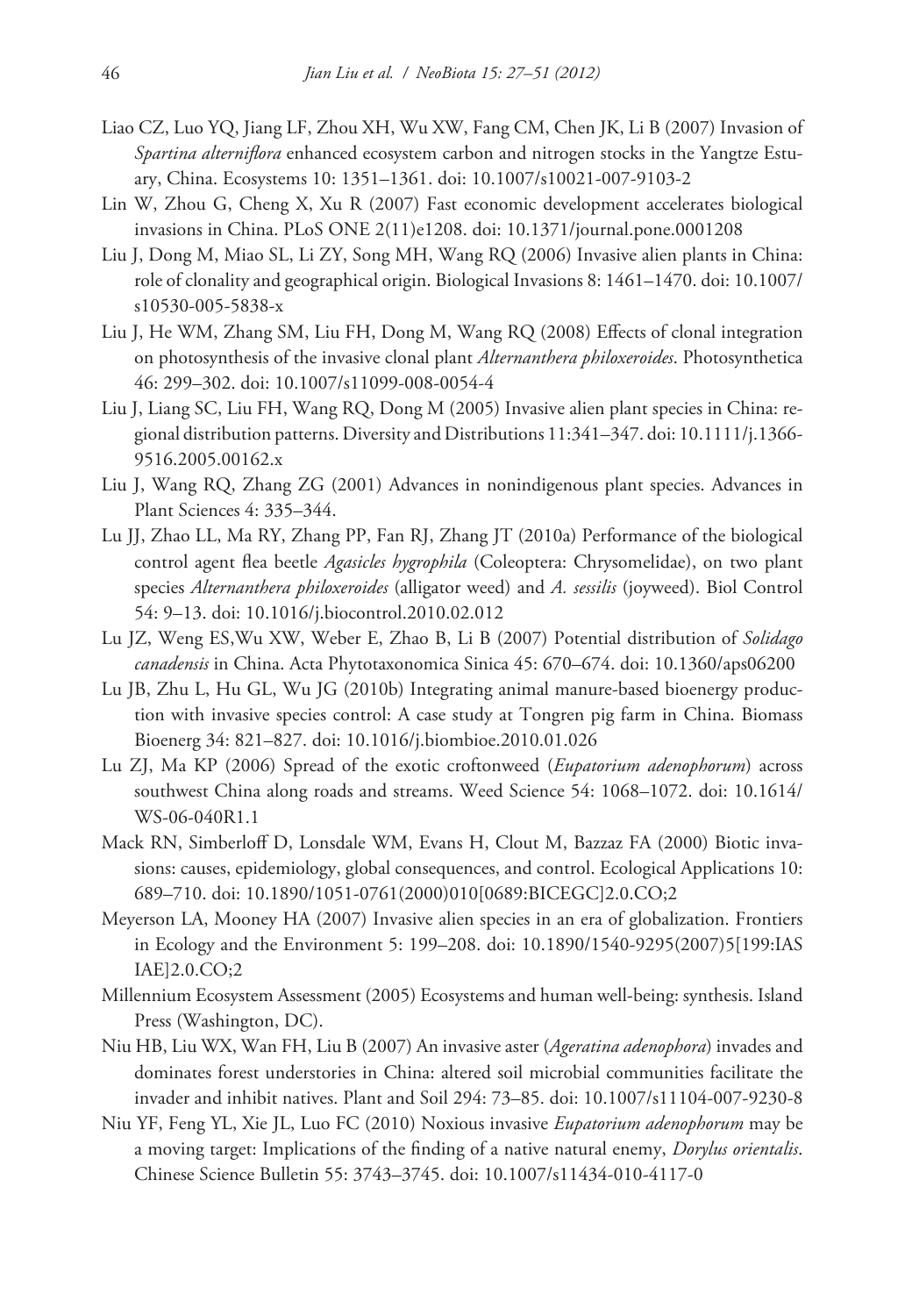Liao CZ, Luo YQ, Jiang LF, Zhou XH, Wu XW, Fang CM, Chen JK, Li B (2007) Invasion of *Spartina alterniflora* enhanced ecosystem carbon and nitrogen stocks in the Yangtze Estuary, China. Ecosystems 10: 1351–1361. doi: 10.1007/s10021-007-9103-2

Lin W, Zhou G, Cheng X, Xu R (2007) Fast economic development accelerates biological invasions in China. PLoS ONE 2(11)e1208. doi: 10.1371/journal.pone.0001208

Liu J, Dong M, Miao SL, Li ZY, Song MH, Wang RQ (2006) Invasive alien plants in China: role of clonality and geographical origin. Biological Invasions 8: 1461–1470. doi: 10.1007/s10530-005-5838-x

Liu J, He WM, Zhang SM, Liu FH, Dong M, Wang RQ (2008) Effects of clonal integration on photosynthesis of the invasive clonal plant *Alternanthera philoxeroides*. Photosynthetica 46: 299–302. doi: 10.1007/s11099-008-0054-4

Liu J, Liang SC, Liu FH, Wang RQ, Dong M (2005) Invasive alien plant species in China: regional distribution patterns. Diversity and Distributions 11:341–347. doi: 10.1111/j.1366-9516.2005.00162.x

Liu J, Wang RQ, Zhang ZG (2001) Advances in nonindigenous plant species. Advances in Plant Sciences 4: 335–344.

Lu JJ, Zhao LL, Ma RY, Zhang PP, Fan RJ, Zhang JT (2010a) Performance of the biological control agent flea beetle *Agasicles hygrophila* (Coleoptera: Chrysomelidae), on two plant species *Alternanthera philoxeroides* (alligator weed) and *A. sessilis* (joyweed). Biol Control 54: 9–13. doi: 10.1016/j.biocontrol.2010.02.012

Lu JZ, Weng ES,Wu XW, Weber E, Zhao B, Li B (2007) Potential distribution of *Solidago canadensis* in China. Acta Phytotaxonomica Sinica 45: 670–674. doi: 10.1360/aps06200

Lu JB, Zhu L, Hu GL, Wu JG (2010b) Integrating animal manure-based bioenergy production with invasive species control: A case study at Tongren pig farm in China. Biomass Bioenerg 34: 821–827. doi: 10.1016/j.biombioe.2010.01.026

Lu ZJ, Ma KP (2006) Spread of the exotic croftonweed (*Eupatorium adenophorum*) across southwest China along roads and streams. Weed Science 54: 1068–1072. doi: 10.1614/WS-06-040R1.1

Mack RN, Simberloff D, Lonsdale WM, Evans H, Clout M, Bazzaz FA (2000) Biotic invasions: causes, epidemiology, global consequences, and control. Ecological Applications 10: 689–710. doi: 10.1890/1051-0761(2000)010[0689:BICEGC]2.0.CO;2

Meyerson LA, Mooney HA (2007) Invasive alien species in an era of globalization. Frontiers in Ecology and the Environment 5: 199–208. doi: 10.1890/1540-9295(2007)5[199:IASIAE]2.0.CO;2

Millennium Ecosystem Assessment (2005) Ecosystems and human well-being: synthesis. Island Press (Washington, DC).

Niu HB, Liu WX, Wan FH, Liu B (2007) An invasive aster (*Ageratina adenophora*) invades and dominates forest understories in China: altered soil microbial communities facilitate the invader and inhibit natives. Plant and Soil 294: 73–85. doi: 10.1007/s11104-007-9230-8

Niu YF, Feng YL, Xie JL, Luo FC (2010) Noxious invasive *Eupatorium adenophorum* may be a moving target: Implications of the finding of a native natural enemy, *Dorylus orientalis*. Chinese Science Bulletin 55: 3743–3745. doi: 10.1007/s11434-010-4117-0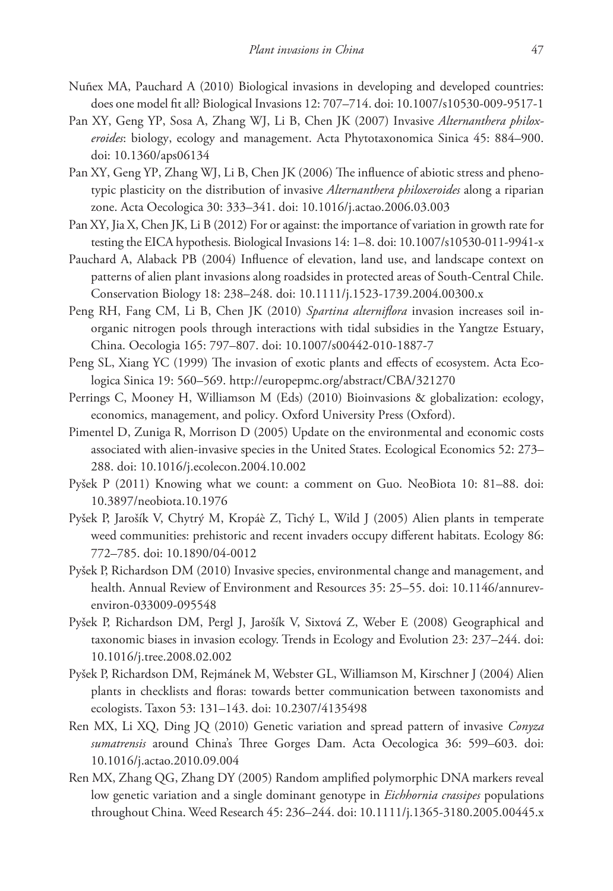Nuñex MA, Pauchard A (2010) Biological invasions in developing and developed countries: does one model fit all? Biological Invasions 12: 707–714. doi: 10.1007/s10530-009-9517-1

Pan XY, Geng YP, Sosa A, Zhang WJ, Li B, Chen JK (2007) Invasive *Alternanthera philoxeroides*: biology, ecology and management. Acta Phytotaxonomica Sinica 45: 884–900. doi: 10.1360/aps06134

Pan XY, Geng YP, Zhang WJ, Li B, Chen JK (2006) The influence of abiotic stress and phenotypic plasticity on the distribution of invasive *Alternanthera philoxeroides* along a riparian zone. Acta Oecologica 30: 333–341. doi: 10.1016/j.actao.2006.03.003

Pan XY, Jia X, Chen JK, Li B (2012) For or against: the importance of variation in growth rate for testing the EICA hypothesis. Biological Invasions 14: 1–8. doi: 10.1007/s10530-011-9941-x

Pauchard A, Alaback PB (2004) Influence of elevation, land use, and landscape context on patterns of alien plant invasions along roadsides in protected areas of South-Central Chile. Conservation Biology 18: 238–248. doi: 10.1111/j.1523-1739.2004.00300.x

Peng RH, Fang CM, Li B, Chen JK (2010) *Spartina alterniflora* invasion increases soil inorganic nitrogen pools through interactions with tidal subsidies in the Yangtze Estuary, China. Oecologia 165: 797–807. doi: 10.1007/s00442-010-1887-7

Peng SL, Xiang YC (1999) The invasion of exotic plants and effects of ecosystem. Acta Ecologica Sinica 19: 560–569. http://europepmc.org/abstract/CBA/321270

Perrings C, Mooney H, Williamson M (Eds) (2010) Bioinvasions & globalization: ecology, economics, management, and policy. Oxford University Press (Oxford).

Pimentel D, Zuniga R, Morrison D (2005) Update on the environmental and economic costs associated with alien-invasive species in the United States. Ecological Economics 52: 273–288. doi: 10.1016/j.ecolecon.2004.10.002

Pyšek P (2011) Knowing what we count: a comment on Guo. NeoBiota 10: 81–88. doi: 10.3897/neobiota.10.1976

Pyšek P, Jarošík V, Chytrý M, Kropáè Z, Tichý L, Wild J (2005) Alien plants in temperate weed communities: prehistoric and recent invaders occupy different habitats. Ecology 86: 772–785. doi: 10.1890/04-0012

Pyšek P, Richardson DM (2010) Invasive species, environmental change and management, and health. Annual Review of Environment and Resources 35: 25–55. doi: 10.1146/annurev-environ-033009-095548

Pyšek P, Richardson DM, Pergl J, Jarošík V, Sixtová Z, Weber E (2008) Geographical and taxonomic biases in invasion ecology. Trends in Ecology and Evolution 23: 237–244. doi: 10.1016/j.tree.2008.02.002

Pyšek P, Richardson DM, Rejmánek M, Webster GL, Williamson M, Kirschner J (2004) Alien plants in checklists and floras: towards better communication between taxonomists and ecologists. Taxon 53: 131–143. doi: 10.2307/4135498

Ren MX, Li XQ, Ding JQ (2010) Genetic variation and spread pattern of invasive *Conyza sumatrensis* around China's Three Gorges Dam. Acta Oecologica 36: 599–603. doi: 10.1016/j.actao.2010.09.004

Ren MX, Zhang QG, Zhang DY (2005) Random amplified polymorphic DNA markers reveal low genetic variation and a single dominant genotype in *Eichhornia crassipes* populations throughout China. Weed Research 45: 236–244. doi: 10.1111/j.1365-3180.2005.00445.x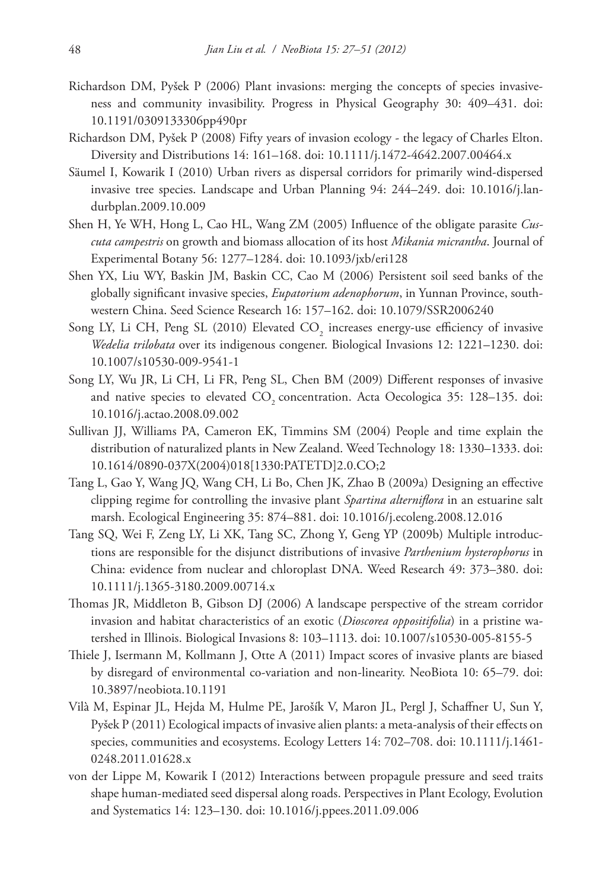Richardson DM, Pyšek P (2006) Plant invasions: merging the concepts of species invasiveness and community invasibility. Progress in Physical Geography 30: 409–431. doi: 10.1191/0309133306pp490pr

Richardson DM, Pyšek P (2008) Fifty years of invasion ecology - the legacy of Charles Elton. Diversity and Distributions 14: 161–168. doi: 10.1111/j.1472-4642.2007.00464.x

Säumel I, Kowarik I (2010) Urban rivers as dispersal corridors for primarily wind-dispersed invasive tree species. Landscape and Urban Planning 94: 244–249. doi: 10.1016/j.landurbplan.2009.10.009

Shen H, Ye WH, Hong L, Cao HL, Wang ZM (2005) Influence of the obligate parasite *Cuscuta campestris* on growth and biomass allocation of its host *Mikania micrantha*. Journal of Experimental Botany 56: 1277–1284. doi: 10.1093/jxb/eri128

Shen YX, Liu WY, Baskin JM, Baskin CC, Cao M (2006) Persistent soil seed banks of the globally significant invasive species, *Eupatorium adenophorum*, in Yunnan Province, southwestern China. Seed Science Research 16: 157–162. doi: 10.1079/SSR2006240

Song LY, Li CH, Peng SL (2010) Elevated $CO_2$ increases energy-use efficiency of invasive *Wedelia trilobata* over its indigenous congener. Biological Invasions 12: 1221–1230. doi: 10.1007/s10530-009-9541-1

Song LY, Wu JR, Li CH, Li FR, Peng SL, Chen BM (2009) Different responses of invasive and native species to elevated $CO_2$ concentration. Acta Oecologica 35: 128–135. doi: 10.1016/j.actao.2008.09.002

Sullivan JJ, Williams PA, Cameron EK, Timmins SM (2004) People and time explain the distribution of naturalized plants in New Zealand. Weed Technology 18: 1330–1333. doi: 10.1614/0890-037X(2004)018[1330:PATETD]2.0.CO;2

Tang L, Gao Y, Wang JQ, Wang CH, Li Bo, Chen JK, Zhao B (2009a) Designing an effective clipping regime for controlling the invasive plant *Spartina alterniflora* in an estuarine salt marsh. Ecological Engineering 35: 874–881. doi: 10.1016/j.ecoleng.2008.12.016

Tang SQ, Wei F, Zeng LY, Li XK, Tang SC, Zhong Y, Geng YP (2009b) Multiple introductions are responsible for the disjunct distributions of invasive *Parthenium hysterophorus* in China: evidence from nuclear and chloroplast DNA. Weed Research 49: 373–380. doi: 10.1111/j.1365-3180.2009.00714.x

Thomas JR, Middleton B, Gibson DJ (2006) A landscape perspective of the stream corridor invasion and habitat characteristics of an exotic (*Dioscorea oppositifolia*) in a pristine watershed in Illinois. Biological Invasions 8: 103–1113. doi: 10.1007/s10530-005-8155-5

Thiele J, Isermann M, Kollmann J, Otte A (2011) Impact scores of invasive plants are biased by disregard of environmental co-variation and non-linearity. NeoBiota 10: 65–79. doi: 10.3897/neobiota.10.1191

Vilà M, Espinar JL, Hejda M, Hulme PE, Jarošík V, Maron JL, Pergl J, Schaffner U, Sun Y, Pyšek P (2011) Ecological impacts of invasive alien plants: a meta-analysis of their effects on species, communities and ecosystems. Ecology Letters 14: 702–708. doi: 10.1111/j.1461-0248.2011.01628.x

von der Lippe M, Kowarik I (2012) Interactions between propagule pressure and seed traits shape human-mediated seed dispersal along roads. Perspectives in Plant Ecology, Evolution and Systematics 14: 123–130. doi: 10.1016/j.ppees.2011.09.006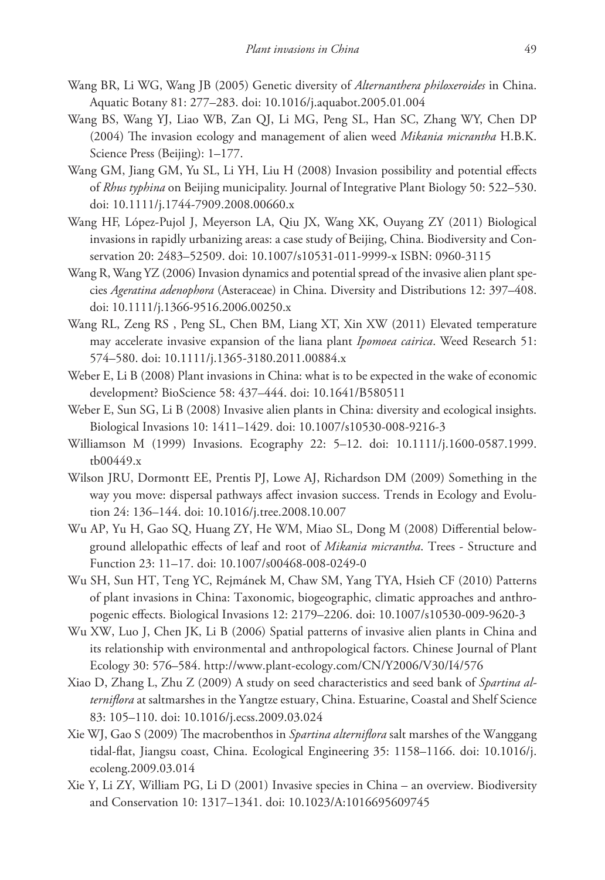Wang BR, Li WG, Wang JB (2005) Genetic diversity of *Alternanthera philoxeroides* in China. Aquatic Botany 81: 277–283. doi: 10.1016/j.aquabot.2005.01.004

Wang BS, Wang YJ, Liao WB, Zan QJ, Li MG, Peng SL, Han SC, Zhang WY, Chen DP (2004) The invasion ecology and management of alien weed *Mikania micrantha* H.B.K. Science Press (Beijing): 1–177.

Wang GM, Jiang GM, Yu SL, Li YH, Liu H (2008) Invasion possibility and potential effects of *Rhus typhina* on Beijing municipality. Journal of Integrative Plant Biology 50: 522–530. doi: 10.1111/j.1744-7909.2008.00660.x

Wang HF, López-Pujol J, Meyerson LA, Qiu JX, Wang XK, Ouyang ZY (2011) Biological invasions in rapidly urbanizing areas: a case study of Beijing, China. Biodiversity and Conservation 20: 2483–52509. doi: 10.1007/s10531-011-9999-x ISBN: 0960-3115

Wang R, Wang YZ (2006) Invasion dynamics and potential spread of the invasive alien plant species *Ageratina adenophora* (Asteraceae) in China. Diversity and Distributions 12: 397–408. doi: 10.1111/j.1366-9516.2006.00250.x

Wang RL, Zeng RS , Peng SL, Chen BM, Liang XT, Xin XW (2011) Elevated temperature may accelerate invasive expansion of the liana plant *Ipomoea cairica*. Weed Research 51: 574–580. doi: 10.1111/j.1365-3180.2011.00884.x

Weber E, Li B (2008) Plant invasions in China: what is to be expected in the wake of economic development? BioScience 58: 437–444. doi: 10.1641/B580511

Weber E, Sun SG, Li B (2008) Invasive alien plants in China: diversity and ecological insights. Biological Invasions 10: 1411–1429. doi: 10.1007/s10530-008-9216-3

Williamson M (1999) Invasions. Ecography 22: 5–12. doi: 10.1111/j.1600-0587.1999.tb00449.x

Wilson JRU, Dormontt EE, Prentis PJ, Lowe AJ, Richardson DM (2009) Something in the way you move: dispersal pathways affect invasion success. Trends in Ecology and Evolution 24: 136–144. doi: 10.1016/j.tree.2008.10.007

Wu AP, Yu H, Gao SQ, Huang ZY, He WM, Miao SL, Dong M (2008) Differential belowground allelopathic effects of leaf and root of *Mikania micrantha*. Trees - Structure and Function 23: 11–17. doi: 10.1007/s00468-008-0249-0

Wu SH, Sun HT, Teng YC, Rejmánek M, Chaw SM, Yang TYA, Hsieh CF (2010) Patterns of plant invasions in China: Taxonomic, biogeographic, climatic approaches and anthropogenic effects. Biological Invasions 12: 2179–2206. doi: 10.1007/s10530-009-9620-3

Wu XW, Luo J, Chen JK, Li B (2006) Spatial patterns of invasive alien plants in China and its relationship with environmental and anthropological factors. Chinese Journal of Plant Ecology 30: 576–584. http://www.plant-ecology.com/CN/Y2006/V30/I4/576

Xiao D, Zhang L, Zhu Z (2009) A study on seed characteristics and seed bank of *Spartina alterniflora* at saltmarshes in the Yangtze estuary, China. Estuarine, Coastal and Shelf Science 83: 105–110. doi: 10.1016/j.ecss.2009.03.024

Xie WJ, Gao S (2009) The macrobenthos in *Spartina alterniflora* salt marshes of the Wanggang tidal-flat, Jiangsu coast, China. Ecological Engineering 35: 1158–1166. doi: 10.1016/j.ecoleng.2009.03.014

Xie Y, Li ZY, William PG, Li D (2001) Invasive species in China – an overview. Biodiversity and Conservation 10: 1317–1341. doi: 10.1023/A:1016695609745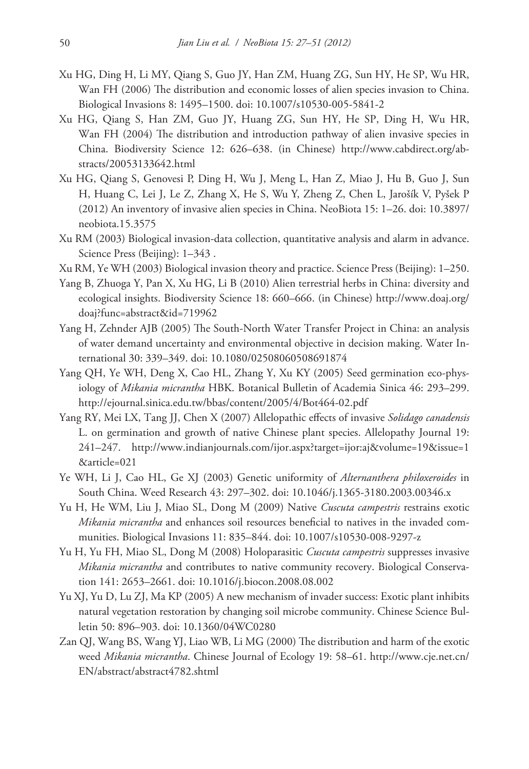Xu HG, Ding H, Li MY, Qiang S, Guo JY, Han ZM, Huang ZG, Sun HY, He SP, Wu HR, Wan FH (2006) The distribution and economic losses of alien species invasion to China. Biological Invasions 8: 1495–1500. doi: 10.1007/s10530-005-5841-2

Xu HG, Qiang S, Han ZM, Guo JY, Huang ZG, Sun HY, He SP, Ding H, Wu HR, Wan FH (2004) The distribution and introduction pathway of alien invasive species in China. Biodiversity Science 12: 626–638. (in Chinese) http://www.cabdirect.org/abstracts/20053133642.html

Xu HG, Qiang S, Genovesi P, Ding H, Wu J, Meng L, Han Z, Miao J, Hu B, Guo J, Sun H, Huang C, Lei J, Le Z, Zhang X, He S, Wu Y, Zheng Z, Chen L, Jarošík V, Pyšek P (2012) An inventory of invasive alien species in China. NeoBiota 15: 1–26. doi: 10.3897/neobiota.15.3575

Xu RM (2003) Biological invasion-data collection, quantitative analysis and alarm in advance. Science Press (Beijing): 1–343 .

Xu RM, Ye WH (2003) Biological invasion theory and practice. Science Press (Beijing): 1–250.

Yang B, Zhuoga Y, Pan X, Xu HG, Li B (2010) Alien terrestrial herbs in China: diversity and ecological insights. Biodiversity Science 18: 660–666. (in Chinese) http://www.doaj.org/doaj?func=abstract&id=719962

Yang H, Zehnder AJB (2005) The South-North Water Transfer Project in China: an analysis of water demand uncertainty and environmental objective in decision making. Water International 30: 339–349. doi: 10.1080/02508060508691874

Yang QH, Ye WH, Deng X, Cao HL, Zhang Y, Xu KY (2005) Seed germination eco-physiology of *Mikania micrantha* HBK. Botanical Bulletin of Academia Sinica 46: 293–299. http://ejournal.sinica.edu.tw/bbas/content/2005/4/Bot464-02.pdf

Yang RY, Mei LX, Tang JJ, Chen X (2007) Allelopathic effects of invasive *Solidago canadensis* L. on germination and growth of native Chinese plant species. Allelopathy Journal 19: 241–247. http://www.indianjournals.com/ijor.aspx?target=ijor:aj&volume=19&issue=1&article=021

Ye WH, Li J, Cao HL, Ge XJ (2003) Genetic uniformity of *Alternanthera philoxeroides* in South China. Weed Research 43: 297–302. doi: 10.1046/j.1365-3180.2003.00346.x

Yu H, He WM, Liu J, Miao SL, Dong M (2009) Native *Cuscuta campestris* restrains exotic *Mikania micrantha* and enhances soil resources beneficial to natives in the invaded communities. Biological Invasions 11: 835–844. doi: 10.1007/s10530-008-9297-z

Yu H, Yu FH, Miao SL, Dong M (2008) Holoparasitic *Cuscuta campestris* suppresses invasive *Mikania micrantha* and contributes to native community recovery. Biological Conservation 141: 2653–2661. doi: 10.1016/j.biocon.2008.08.002

Yu XJ, Yu D, Lu ZJ, Ma KP (2005) A new mechanism of invader success: Exotic plant inhibits natural vegetation restoration by changing soil microbe community. Chinese Science Bulletin 50: 896–903. doi: 10.1360/04WC0280

Zan QJ, Wang BS, Wang YJ, Liao WB, Li MG (2000) The distribution and harm of the exotic weed *Mikania micrantha*. Chinese Journal of Ecology 19: 58–61. http://www.cje.net.cn/EN/abstract/abstract4782.shtml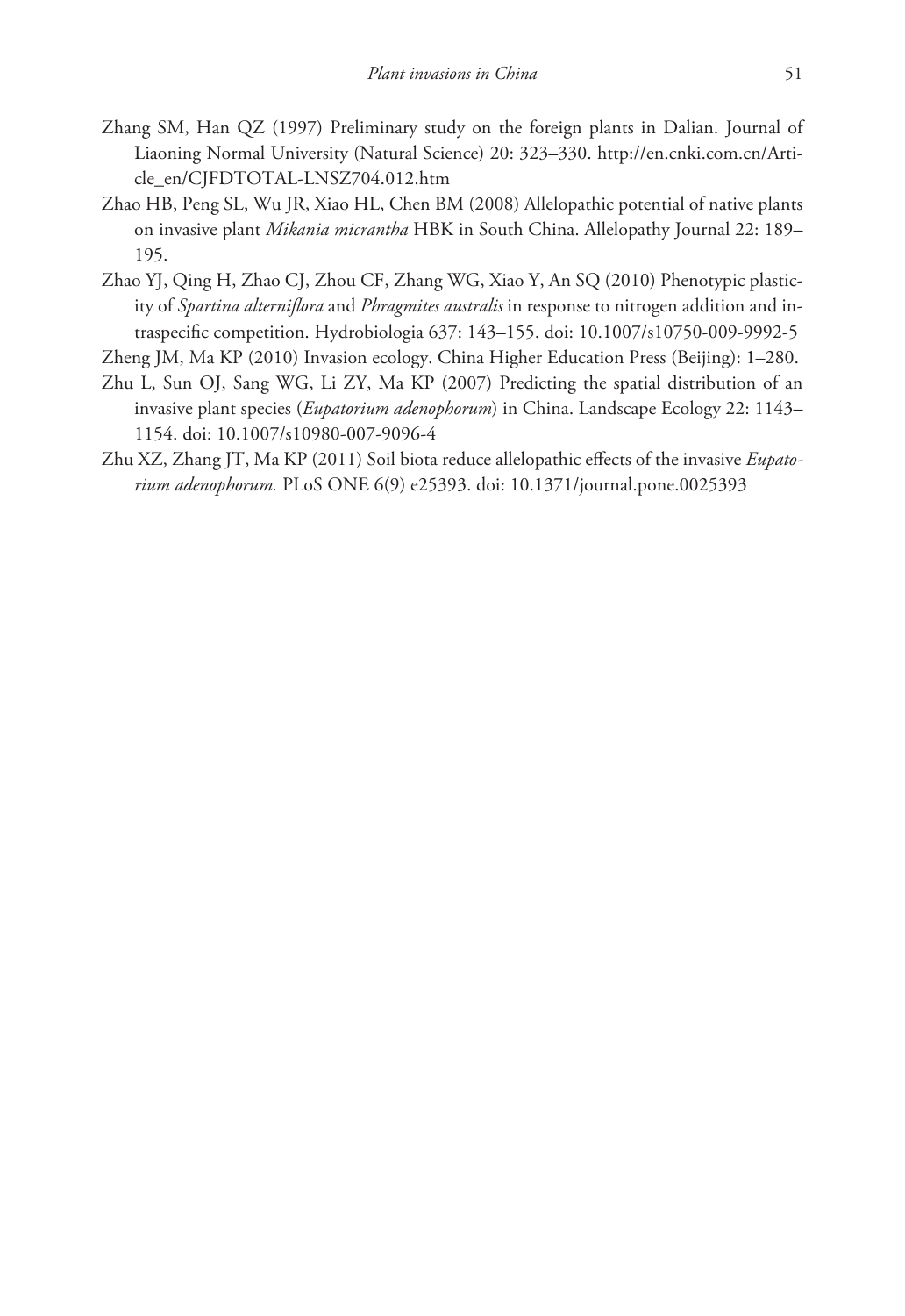Zhang SM, Han QZ (1997) Preliminary study on the foreign plants in Dalian. Journal of Liaoning Normal University (Natural Science) 20: 323–330. http://en.cnki.com.cn/Article_en/CJFDTOTAL-LNSZ704.012.htm

Zhao HB, Peng SL, Wu JR, Xiao HL, Chen BM (2008) Allelopathic potential of native plants on invasive plant *Mikania micrantha* HBK in South China. Allelopathy Journal 22: 189–195.

Zhao YJ, Qing H, Zhao CJ, Zhou CF, Zhang WG, Xiao Y, An SQ (2010) Phenotypic plasticity of *Spartina alterniflora* and *Phragmites australis* in response to nitrogen addition and intraspecific competition. Hydrobiologia 637: 143–155. doi: 10.1007/s10750-009-9992-5

Zheng JM, Ma KP (2010) Invasion ecology. China Higher Education Press (Beijing): 1–280.

Zhu L, Sun OJ, Sang WG, Li ZY, Ma KP (2007) Predicting the spatial distribution of an invasive plant species (*Eupatorium adenophorum*) in China. Landscape Ecology 22: 1143–1154. doi: 10.1007/s10980-007-9096-4

Zhu XZ, Zhang JT, Ma KP (2011) Soil biota reduce allelopathic effects of the invasive *Eupatorium adenophorum.* PLoS ONE 6(9) e25393. doi: 10.1371/journal.pone.0025393